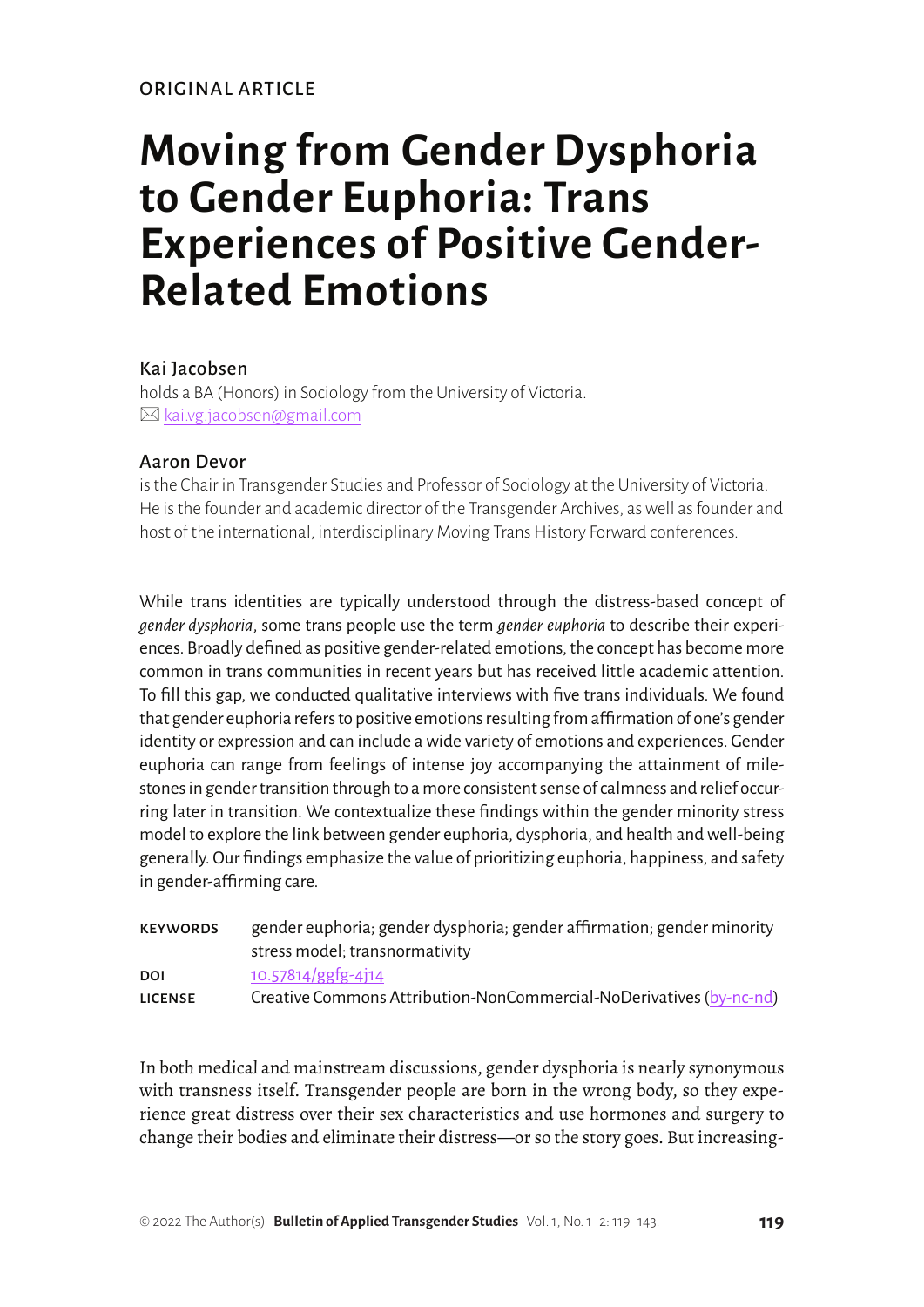ORIGINAL ARTICLE

# Moving from Gender Dysphoria to Gender Euphoria: Trans Experiences of Positive Gender-Related Emotions

## Kai Jacobsen

holds a BA (Honors) in Sociology from the University of Victoria.
✉ kai.vg.jacobsen@gmail.com

## Aaron Devor

is the Chair in Transgender Studies and Professor of Sociology at the University of Victoria. He is the founder and academic director of the Transgender Archives, as well as founder and host of the international, interdisciplinary Moving Trans History Forward conferences.

While trans identities are typically understood through the distress-based concept of *gender dysphoria*, some trans people use the term *gender euphoria* to describe their experiences. Broadly defined as positive gender-related emotions, the concept has become more common in trans communities in recent years but has received little academic attention. To fill this gap, we conducted qualitative interviews with five trans individuals. We found that gender euphoria refers to positive emotions resulting from affirmation of one's gender identity or expression and can include a wide variety of emotions and experiences. Gender euphoria can range from feelings of intense joy accompanying the attainment of milestones in gender transition through to a more consistent sense of calmness and relief occurring later in transition. We contextualize these findings within the gender minority stress model to explore the link between gender euphoria, dysphoria, and health and well-being generally. Our findings emphasize the value of prioritizing euphoria, happiness, and safety in gender-affirming care.

**KEYWORDS** gender euphoria; gender dysphoria; gender affirmation; gender minority stress model; transnormativity

**DOI** 10.57814/ggfg-4j14

**LICENSE** Creative Commons Attribution-NonCommercial-NoDerivatives (by-nc-nd)

In both medical and mainstream discussions, gender dysphoria is nearly synonymous with transness itself. Transgender people are born in the wrong body, so they experience great distress over their sex characteristics and use hormones and surgery to change their bodies and eliminate their distress—or so the story goes. But increasing-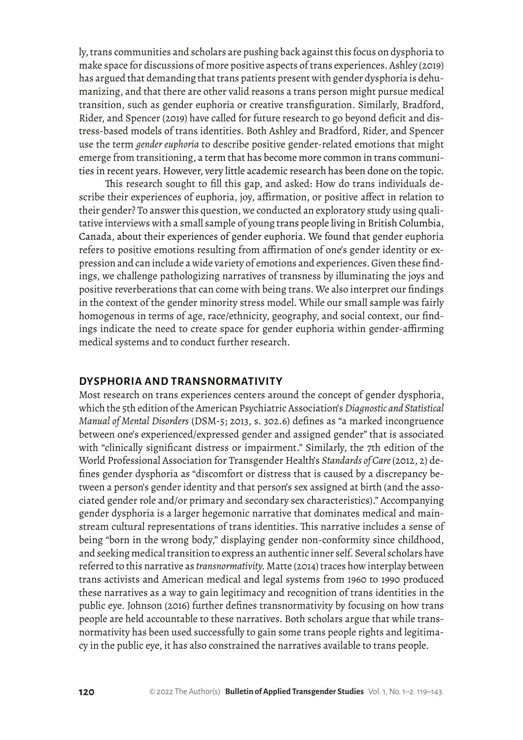ly, trans communities and scholars are pushing back against this focus on dysphoria to make space for discussions of more positive aspects of trans experiences. Ashley (2019) has argued that demanding that trans patients present with gender dysphoria is dehumanizing, and that there are other valid reasons a trans person might pursue medical transition, such as gender euphoria or creative transfiguration. Similarly, Bradford, Rider, and Spencer (2019) have called for future research to go beyond deficit and distress-based models of trans identities. Both Ashley and Bradford, Rider, and Spencer use the term *gender euphoria* to describe positive gender-related emotions that might emerge from transitioning, a term that has become more common in trans communities in recent years. However, very little academic research has been done on the topic.

This research sought to fill this gap, and asked: How do trans individuals describe their experiences of euphoria, joy, affirmation, or positive affect in relation to their gender? To answer this question, we conducted an exploratory study using qualitative interviews with a small sample of young trans people living in British Columbia, Canada, about their experiences of gender euphoria. We found that gender euphoria refers to positive emotions resulting from affirmation of one's gender identity or expression and can include a wide variety of emotions and experiences. Given these findings, we challenge pathologizing narratives of transness by illuminating the joys and positive reverberations that can come with being trans. We also interpret our findings in the context of the gender minority stress model. While our small sample was fairly homogenous in terms of age, race/ethnicity, geography, and social context, our findings indicate the need to create space for gender euphoria within gender-affirming medical systems and to conduct further research.

## DYSPHORIA AND TRANSNORMATIVITY

Most research on trans experiences centers around the concept of gender dysphoria, which the 5th edition of the American Psychiatric Association's *Diagnostic and Statistical Manual of Mental Disorders* (DSM-5; 2013, s. 302.6) defines as "a marked incongruence between one's experienced/expressed gender and assigned gender" that is associated with "clinically significant distress or impairment." Similarly, the 7th edition of the World Professional Association for Transgender Health's *Standards of Care* (2012, 2) defines gender dysphoria as "discomfort or distress that is caused by a discrepancy between a person's gender identity and that person's sex assigned at birth (and the associated gender role and/or primary and secondary sex characteristics)." Accompanying gender dysphoria is a larger hegemonic narrative that dominates medical and mainstream cultural representations of trans identities. This narrative includes a sense of being "born in the wrong body," displaying gender non-conformity since childhood, and seeking medical transition to express an authentic inner self. Several scholars have referred to this narrative as *transnormativity.* Matte (2014) traces how interplay between trans activists and American medical and legal systems from 1960 to 1990 produced these narratives as a way to gain legitimacy and recognition of trans identities in the public eye. Johnson (2016) further defines transnormativity by focusing on how trans people are held accountable to these narratives. Both scholars argue that while transnormativity has been used successfully to gain some trans people rights and legitimacy in the public eye, it has also constrained the narratives available to trans people.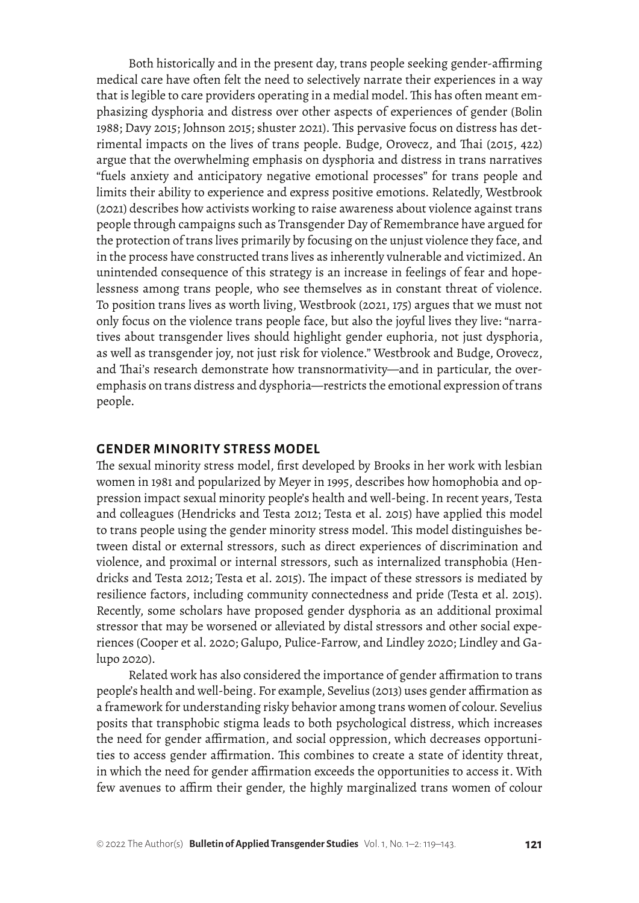Both historically and in the present day, trans people seeking gender-affirming medical care have often felt the need to selectively narrate their experiences in a way that is legible to care providers operating in a medial model. This has often meant emphasizing dysphoria and distress over other aspects of experiences of gender (Bolin 1988; Davy 2015; Johnson 2015; shuster 2021). This pervasive focus on distress has detrimental impacts on the lives of trans people. Budge, Orovecz, and Thai (2015, 422) argue that the overwhelming emphasis on dysphoria and distress in trans narratives "fuels anxiety and anticipatory negative emotional processes" for trans people and limits their ability to experience and express positive emotions. Relatedly, Westbrook (2021) describes how activists working to raise awareness about violence against trans people through campaigns such as Transgender Day of Remembrance have argued for the protection of trans lives primarily by focusing on the unjust violence they face, and in the process have constructed trans lives as inherently vulnerable and victimized. An unintended consequence of this strategy is an increase in feelings of fear and hopelessness among trans people, who see themselves as in constant threat of violence. To position trans lives as worth living, Westbrook (2021, 175) argues that we must not only focus on the violence trans people face, but also the joyful lives they live: "narratives about transgender lives should highlight gender euphoria, not just dysphoria, as well as transgender joy, not just risk for violence." Westbrook and Budge, Orovecz, and Thai's research demonstrate how transnormativity—and in particular, the overemphasis on trans distress and dysphoria—restricts the emotional expression of trans people.

## GENDER MINORITY STRESS MODEL

The sexual minority stress model, first developed by Brooks in her work with lesbian women in 1981 and popularized by Meyer in 1995, describes how homophobia and oppression impact sexual minority people's health and well-being. In recent years, Testa and colleagues (Hendricks and Testa 2012; Testa et al. 2015) have applied this model to trans people using the gender minority stress model. This model distinguishes between distal or external stressors, such as direct experiences of discrimination and violence, and proximal or internal stressors, such as internalized transphobia (Hendricks and Testa 2012; Testa et al. 2015). The impact of these stressors is mediated by resilience factors, including community connectedness and pride (Testa et al. 2015). Recently, some scholars have proposed gender dysphoria as an additional proximal stressor that may be worsened or alleviated by distal stressors and other social experiences (Cooper et al. 2020; Galupo, Pulice-Farrow, and Lindley 2020; Lindley and Galupo 2020).

Related work has also considered the importance of gender affirmation to trans people's health and well-being. For example, Sevelius (2013) uses gender affirmation as a framework for understanding risky behavior among trans women of colour. Sevelius posits that transphobic stigma leads to both psychological distress, which increases the need for gender affirmation, and social oppression, which decreases opportunities to access gender affirmation. This combines to create a state of identity threat, in which the need for gender affirmation exceeds the opportunities to access it. With few avenues to affirm their gender, the highly marginalized trans women of colour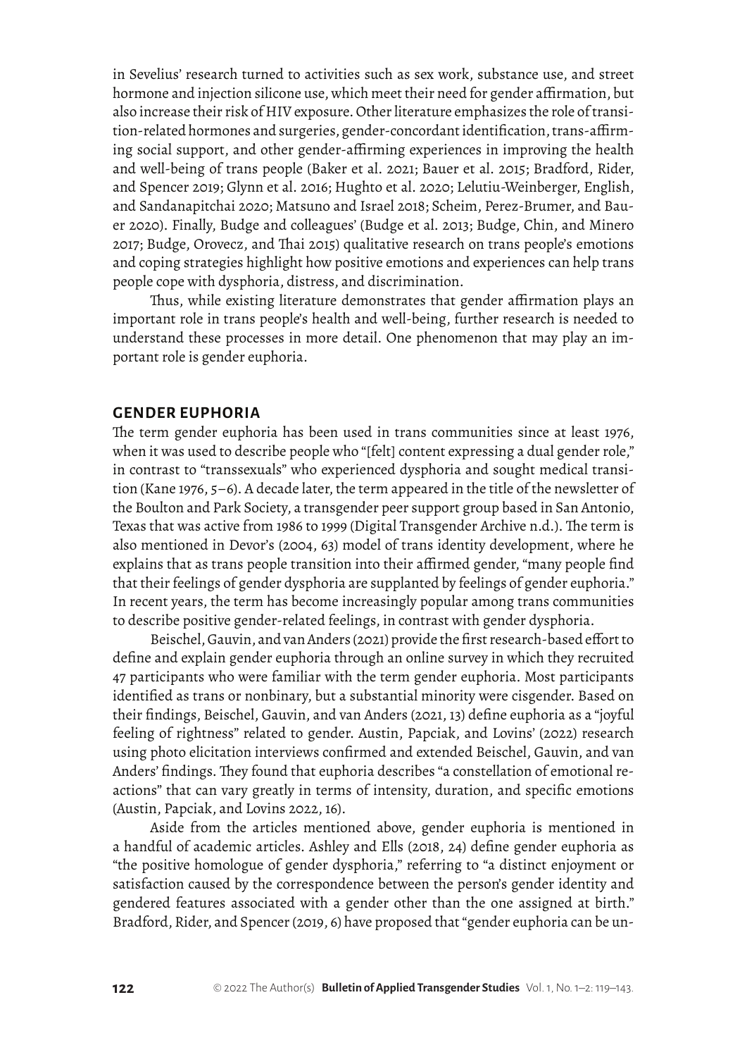in Sevelius' research turned to activities such as sex work, substance use, and street hormone and injection silicone use, which meet their need for gender affirmation, but also increase their risk of HIV exposure. Other literature emphasizes the role of transition-related hormones and surgeries, gender-concordant identification, trans-affirming social support, and other gender-affirming experiences in improving the health and well-being of trans people (Baker et al. 2021; Bauer et al. 2015; Bradford, Rider, and Spencer 2019; Glynn et al. 2016; Hughto et al. 2020; Lelutiu-Weinberger, English, and Sandanapitchai 2020; Matsuno and Israel 2018; Scheim, Perez-Brumer, and Bauer 2020). Finally, Budge and colleagues' (Budge et al. 2013; Budge, Chin, and Minero 2017; Budge, Orovecz, and Thai 2015) qualitative research on trans people's emotions and coping strategies highlight how positive emotions and experiences can help trans people cope with dysphoria, distress, and discrimination.

Thus, while existing literature demonstrates that gender affirmation plays an important role in trans people's health and well-being, further research is needed to understand these processes in more detail. One phenomenon that may play an important role is gender euphoria.

## GENDER EUPHORIA

The term gender euphoria has been used in trans communities since at least 1976, when it was used to describe people who "[felt] content expressing a dual gender role," in contrast to "transsexuals" who experienced dysphoria and sought medical transition (Kane 1976, 5–6). A decade later, the term appeared in the title of the newsletter of the Boulton and Park Society, a transgender peer support group based in San Antonio, Texas that was active from 1986 to 1999 (Digital Transgender Archive n.d.). The term is also mentioned in Devor's (2004, 63) model of trans identity development, where he explains that as trans people transition into their affirmed gender, "many people find that their feelings of gender dysphoria are supplanted by feelings of gender euphoria." In recent years, the term has become increasingly popular among trans communities to describe positive gender-related feelings, in contrast with gender dysphoria.

Beischel, Gauvin, and van Anders (2021) provide the first research-based effort to define and explain gender euphoria through an online survey in which they recruited 47 participants who were familiar with the term gender euphoria. Most participants identified as trans or nonbinary, but a substantial minority were cisgender. Based on their findings, Beischel, Gauvin, and van Anders (2021, 13) define euphoria as a "joyful feeling of rightness" related to gender. Austin, Papciak, and Lovins' (2022) research using photo elicitation interviews confirmed and extended Beischel, Gauvin, and van Anders' findings. They found that euphoria describes "a constellation of emotional reactions" that can vary greatly in terms of intensity, duration, and specific emotions (Austin, Papciak, and Lovins 2022, 16).

Aside from the articles mentioned above, gender euphoria is mentioned in a handful of academic articles. Ashley and Ells (2018, 24) define gender euphoria as "the positive homologue of gender dysphoria," referring to "a distinct enjoyment or satisfaction caused by the correspondence between the person's gender identity and gendered features associated with a gender other than the one assigned at birth." Bradford, Rider, and Spencer (2019, 6) have proposed that "gender euphoria can be un-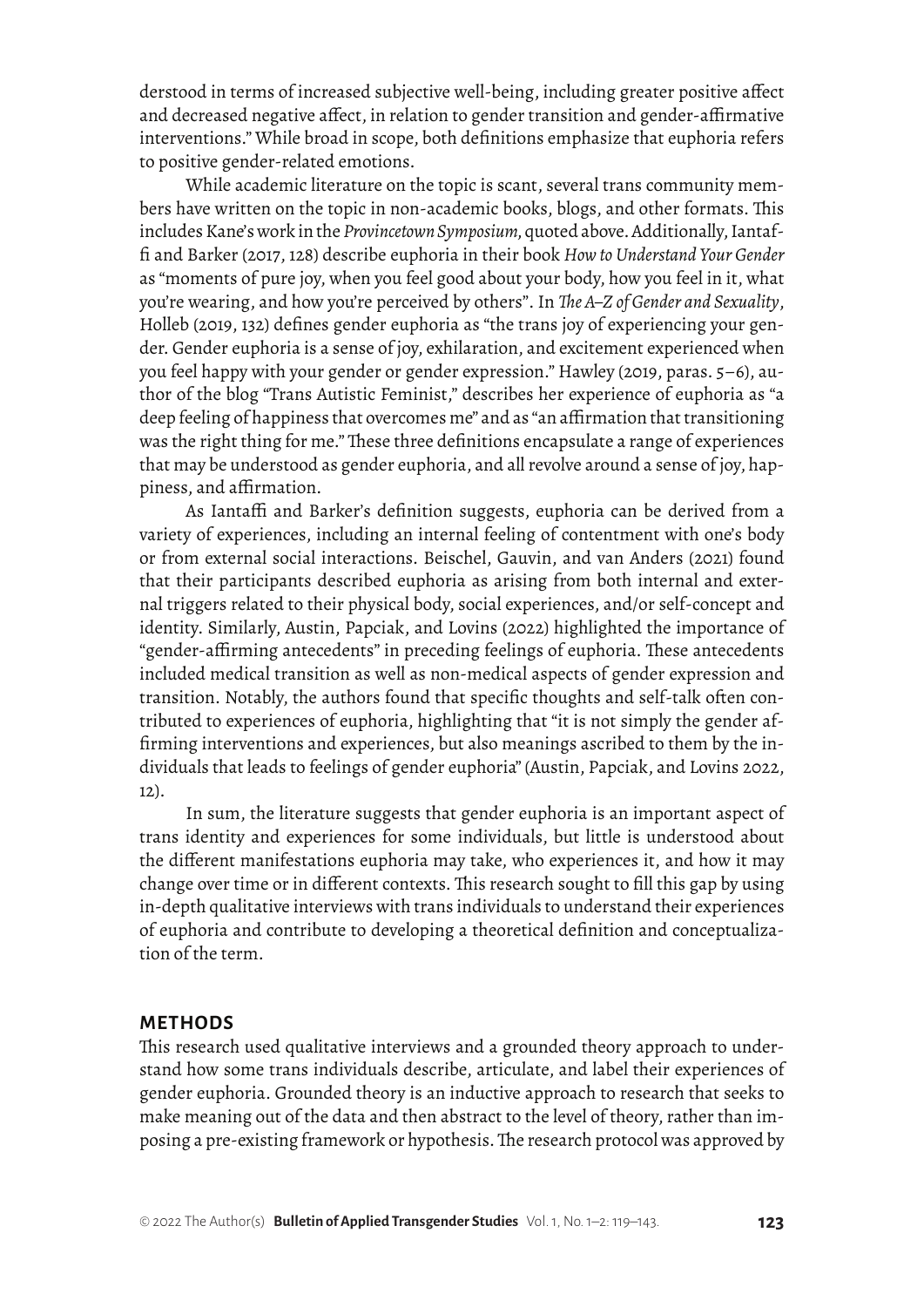derstood in terms of increased subjective well-being, including greater positive affect and decreased negative affect, in relation to gender transition and gender-affirmative interventions." While broad in scope, both definitions emphasize that euphoria refers to positive gender-related emotions.

While academic literature on the topic is scant, several trans community members have written on the topic in non-academic books, blogs, and other formats. This includes Kane's work in the *Provincetown Symposium*, quoted above. Additionally, Iantaffi and Barker (2017, 128) describe euphoria in their book *How to Understand Your Gender* as "moments of pure joy, when you feel good about your body, how you feel in it, what you're wearing, and how you're perceived by others". In *The A–Z of Gender and Sexuality*, Holleb (2019, 132) defines gender euphoria as "the trans joy of experiencing your gender. Gender euphoria is a sense of joy, exhilaration, and excitement experienced when you feel happy with your gender or gender expression." Hawley (2019, paras. 5–6), author of the blog "Trans Autistic Feminist," describes her experience of euphoria as "a deep feeling of happiness that overcomes me" and as "an affirmation that transitioning was the right thing for me." These three definitions encapsulate a range of experiences that may be understood as gender euphoria, and all revolve around a sense of joy, happiness, and affirmation.

As Iantaffi and Barker's definition suggests, euphoria can be derived from a variety of experiences, including an internal feeling of contentment with one's body or from external social interactions. Beischel, Gauvin, and van Anders (2021) found that their participants described euphoria as arising from both internal and external triggers related to their physical body, social experiences, and/or self-concept and identity. Similarly, Austin, Papciak, and Lovins (2022) highlighted the importance of "gender-affirming antecedents" in preceding feelings of euphoria. These antecedents included medical transition as well as non-medical aspects of gender expression and transition. Notably, the authors found that specific thoughts and self-talk often contributed to experiences of euphoria, highlighting that "it is not simply the gender affirming interventions and experiences, but also meanings ascribed to them by the individuals that leads to feelings of gender euphoria" (Austin, Papciak, and Lovins 2022, 12).

In sum, the literature suggests that gender euphoria is an important aspect of trans identity and experiences for some individuals, but little is understood about the different manifestations euphoria may take, who experiences it, and how it may change over time or in different contexts. This research sought to fill this gap by using in-depth qualitative interviews with trans individuals to understand their experiences of euphoria and contribute to developing a theoretical definition and conceptualization of the term.

## METHODS

This research used qualitative interviews and a grounded theory approach to understand how some trans individuals describe, articulate, and label their experiences of gender euphoria. Grounded theory is an inductive approach to research that seeks to make meaning out of the data and then abstract to the level of theory, rather than imposing a pre-existing framework or hypothesis. The research protocol was approved by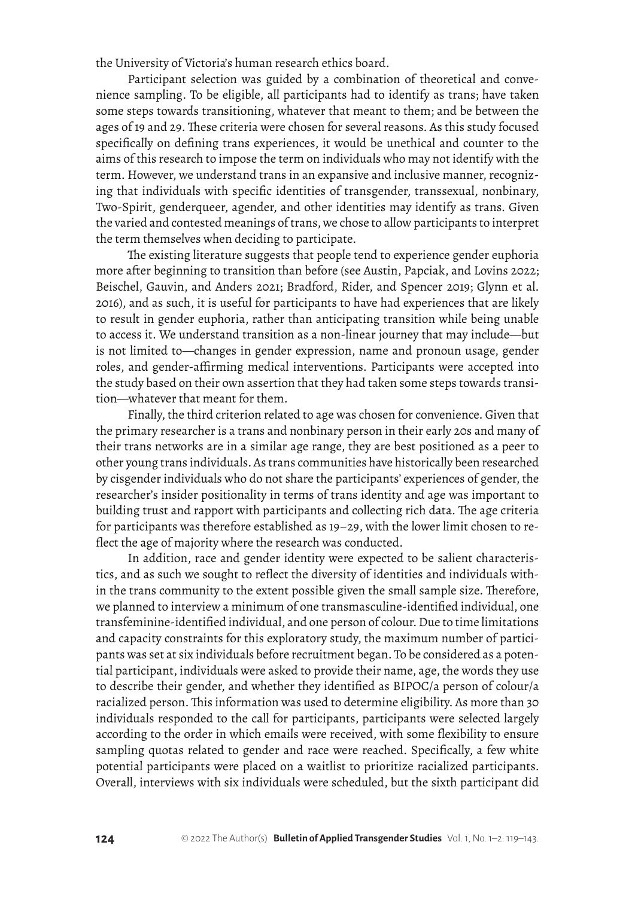the University of Victoria's human research ethics board.

Participant selection was guided by a combination of theoretical and convenience sampling. To be eligible, all participants had to identify as trans; have taken some steps towards transitioning, whatever that meant to them; and be between the ages of 19 and 29. These criteria were chosen for several reasons. As this study focused specifically on defining trans experiences, it would be unethical and counter to the aims of this research to impose the term on individuals who may not identify with the term. However, we understand trans in an expansive and inclusive manner, recognizing that individuals with specific identities of transgender, transsexual, nonbinary, Two-Spirit, genderqueer, agender, and other identities may identify as trans. Given the varied and contested meanings of trans, we chose to allow participants to interpret the term themselves when deciding to participate.

The existing literature suggests that people tend to experience gender euphoria more after beginning to transition than before (see Austin, Papciak, and Lovins 2022; Beischel, Gauvin, and Anders 2021; Bradford, Rider, and Spencer 2019; Glynn et al. 2016), and as such, it is useful for participants to have had experiences that are likely to result in gender euphoria, rather than anticipating transition while being unable to access it. We understand transition as a non-linear journey that may include—but is not limited to—changes in gender expression, name and pronoun usage, gender roles, and gender-affirming medical interventions. Participants were accepted into the study based on their own assertion that they had taken some steps towards transition—whatever that meant for them.

Finally, the third criterion related to age was chosen for convenience. Given that the primary researcher is a trans and nonbinary person in their early 20s and many of their trans networks are in a similar age range, they are best positioned as a peer to other young trans individuals. As trans communities have historically been researched by cisgender individuals who do not share the participants' experiences of gender, the researcher's insider positionality in terms of trans identity and age was important to building trust and rapport with participants and collecting rich data. The age criteria for participants was therefore established as 19–29, with the lower limit chosen to reflect the age of majority where the research was conducted.

In addition, race and gender identity were expected to be salient characteristics, and as such we sought to reflect the diversity of identities and individuals within the trans community to the extent possible given the small sample size. Therefore, we planned to interview a minimum of one transmasculine-identified individual, one transfeminine-identified individual, and one person of colour. Due to time limitations and capacity constraints for this exploratory study, the maximum number of participants was set at six individuals before recruitment began. To be considered as a potential participant, individuals were asked to provide their name, age, the words they use to describe their gender, and whether they identified as BIPOC/a person of colour/a racialized person. This information was used to determine eligibility. As more than 30 individuals responded to the call for participants, participants were selected largely according to the order in which emails were received, with some flexibility to ensure sampling quotas related to gender and race were reached. Specifically, a few white potential participants were placed on a waitlist to prioritize racialized participants. Overall, interviews with six individuals were scheduled, but the sixth participant did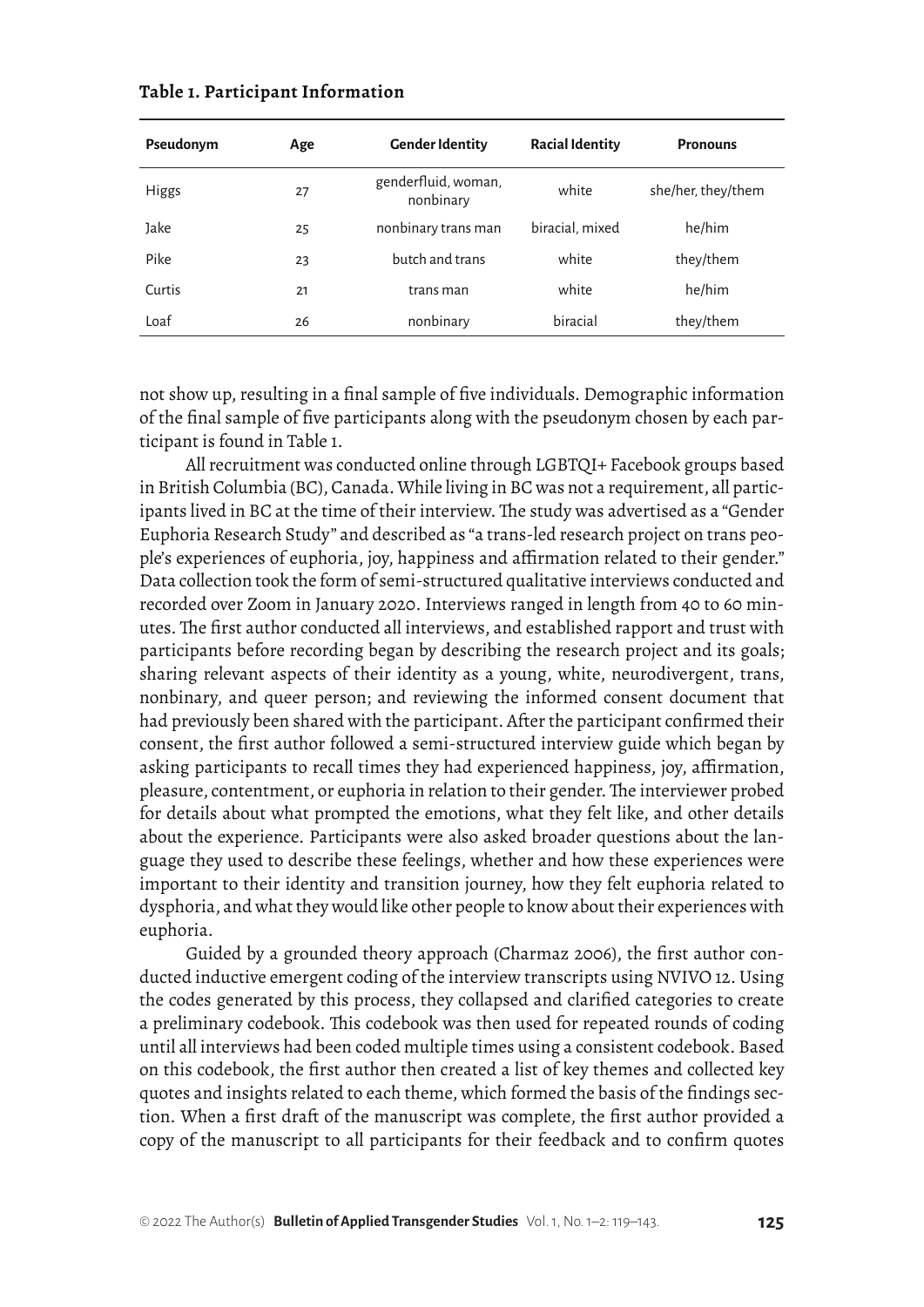**Table 1. Participant Information**

| Pseudonym | Age | Gender Identity | Racial Identity | Pronouns |
|---|---|---|---|---|
| Higgs | 27 | genderfluid, woman, nonbinary | white | she/her, they/them |
| Jake | 25 | nonbinary trans man | biracial, mixed | he/him |
| Pike | 23 | butch and trans | white | they/them |
| Curtis | 21 | trans man | white | he/him |
| Loaf | 26 | nonbinary | biracial | they/them |

not show up, resulting in a final sample of five individuals. Demographic information of the final sample of five participants along with the pseudonym chosen by each participant is found in Table 1.

All recruitment was conducted online through LGBTQI+ Facebook groups based in British Columbia (BC), Canada. While living in BC was not a requirement, all participants lived in BC at the time of their interview. The study was advertised as a "Gender Euphoria Research Study" and described as "a trans-led research project on trans people's experiences of euphoria, joy, happiness and affirmation related to their gender." Data collection took the form of semi-structured qualitative interviews conducted and recorded over Zoom in January 2020. Interviews ranged in length from 40 to 60 minutes. The first author conducted all interviews, and established rapport and trust with participants before recording began by describing the research project and its goals; sharing relevant aspects of their identity as a young, white, neurodivergent, trans, nonbinary, and queer person; and reviewing the informed consent document that had previously been shared with the participant. After the participant confirmed their consent, the first author followed a semi-structured interview guide which began by asking participants to recall times they had experienced happiness, joy, affirmation, pleasure, contentment, or euphoria in relation to their gender. The interviewer probed for details about what prompted the emotions, what they felt like, and other details about the experience. Participants were also asked broader questions about the language they used to describe these feelings, whether and how these experiences were important to their identity and transition journey, how they felt euphoria related to dysphoria, and what they would like other people to know about their experiences with euphoria.

Guided by a grounded theory approach (Charmaz 2006), the first author conducted inductive emergent coding of the interview transcripts using NVIVO 12. Using the codes generated by this process, they collapsed and clarified categories to create a preliminary codebook. This codebook was then used for repeated rounds of coding until all interviews had been coded multiple times using a consistent codebook. Based on this codebook, the first author then created a list of key themes and collected key quotes and insights related to each theme, which formed the basis of the findings section. When a first draft of the manuscript was complete, the first author provided a copy of the manuscript to all participants for their feedback and to confirm quotes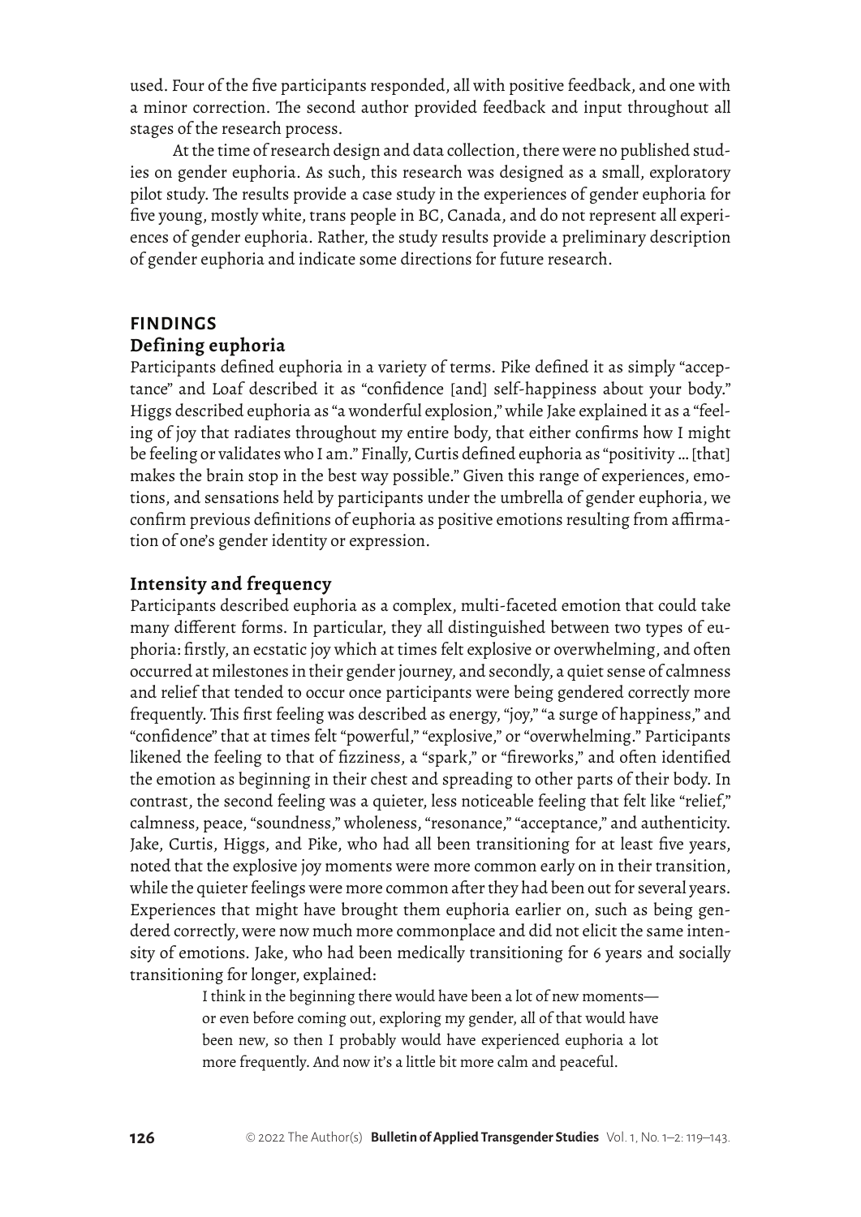used. Four of the five participants responded, all with positive feedback, and one with a minor correction. The second author provided feedback and input throughout all stages of the research process.

At the time of research design and data collection, there were no published studies on gender euphoria. As such, this research was designed as a small, exploratory pilot study. The results provide a case study in the experiences of gender euphoria for five young, mostly white, trans people in BC, Canada, and do not represent all experiences of gender euphoria. Rather, the study results provide a preliminary description of gender euphoria and indicate some directions for future research.

## FINDINGS

### Defining euphoria

Participants defined euphoria in a variety of terms. Pike defined it as simply "acceptance" and Loaf described it as "confidence [and] self-happiness about your body." Higgs described euphoria as "a wonderful explosion," while Jake explained it as a "feeling of joy that radiates throughout my entire body, that either confirms how I might be feeling or validates who I am." Finally, Curtis defined euphoria as "positivity … [that] makes the brain stop in the best way possible." Given this range of experiences, emotions, and sensations held by participants under the umbrella of gender euphoria, we confirm previous definitions of euphoria as positive emotions resulting from affirmation of one's gender identity or expression.

### Intensity and frequency

Participants described euphoria as a complex, multi-faceted emotion that could take many different forms. In particular, they all distinguished between two types of euphoria: firstly, an ecstatic joy which at times felt explosive or overwhelming, and often occurred at milestones in their gender journey, and secondly, a quiet sense of calmness and relief that tended to occur once participants were being gendered correctly more frequently. This first feeling was described as energy, "joy," "a surge of happiness," and "confidence" that at times felt "powerful," "explosive," or "overwhelming." Participants likened the feeling to that of fizziness, a "spark," or "fireworks," and often identified the emotion as beginning in their chest and spreading to other parts of their body. In contrast, the second feeling was a quieter, less noticeable feeling that felt like "relief," calmness, peace, "soundness," wholeness, "resonance," "acceptance," and authenticity. Jake, Curtis, Higgs, and Pike, who had all been transitioning for at least five years, noted that the explosive joy moments were more common early on in their transition, while the quieter feelings were more common after they had been out for several years. Experiences that might have brought them euphoria earlier on, such as being gendered correctly, were now much more commonplace and did not elicit the same intensity of emotions. Jake, who had been medically transitioning for 6 years and socially transitioning for longer, explained:

> I think in the beginning there would have been a lot of new moments—or even before coming out, exploring my gender, all of that would have been new, so then I probably would have experienced euphoria a lot more frequently. And now it's a little bit more calm and peaceful.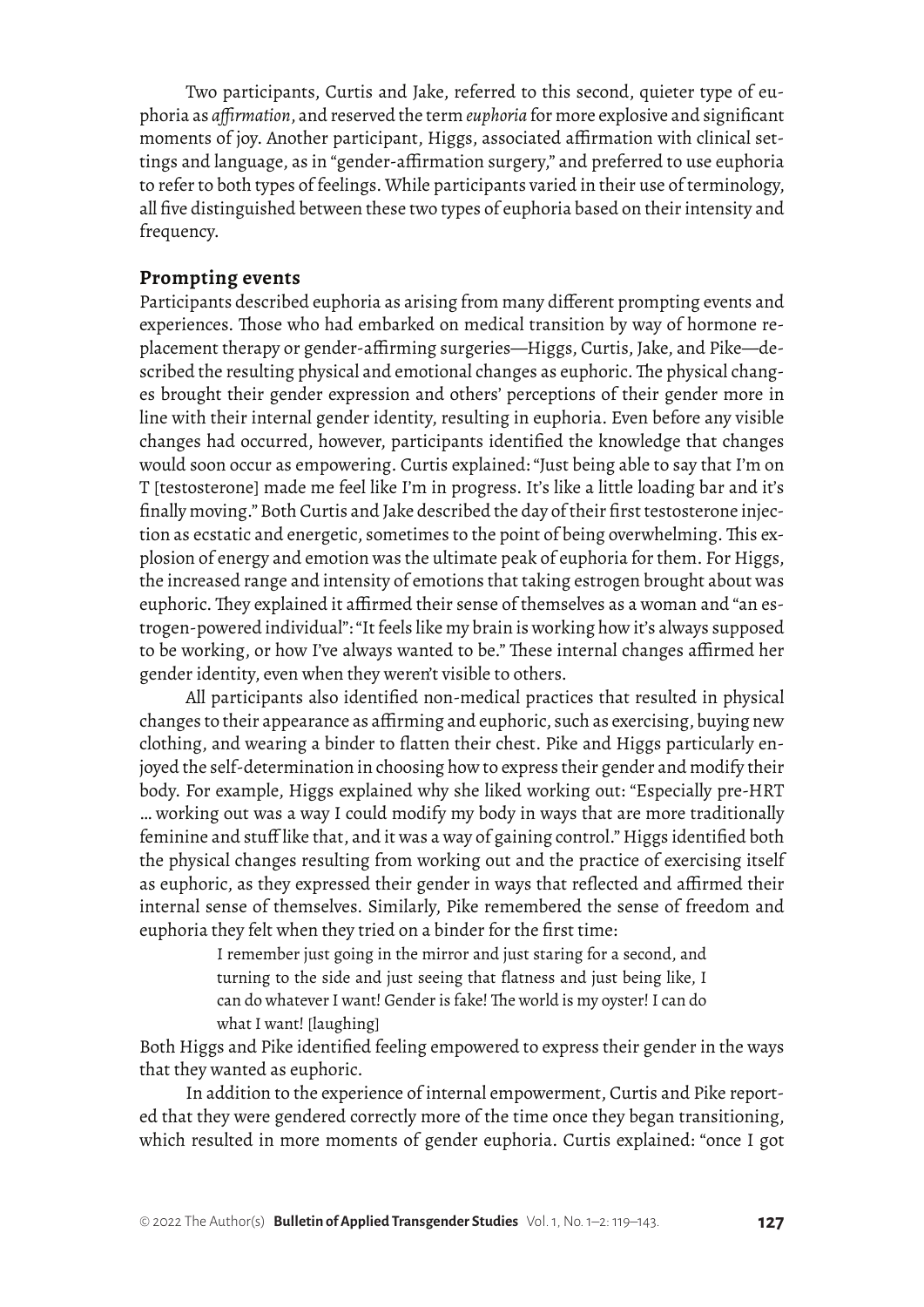Two participants, Curtis and Jake, referred to this second, quieter type of euphoria as *affirmation*, and reserved the term *euphoria* for more explosive and significant moments of joy. Another participant, Higgs, associated affirmation with clinical settings and language, as in "gender-affirmation surgery," and preferred to use euphoria to refer to both types of feelings. While participants varied in their use of terminology, all five distinguished between these two types of euphoria based on their intensity and frequency.

### Prompting events

Participants described euphoria as arising from many different prompting events and experiences. Those who had embarked on medical transition by way of hormone replacement therapy or gender-affirming surgeries—Higgs, Curtis, Jake, and Pike—described the resulting physical and emotional changes as euphoric. The physical changes brought their gender expression and others' perceptions of their gender more in line with their internal gender identity, resulting in euphoria. Even before any visible changes had occurred, however, participants identified the knowledge that changes would soon occur as empowering. Curtis explained: "Just being able to say that I'm on T [testosterone] made me feel like I'm in progress. It's like a little loading bar and it's finally moving." Both Curtis and Jake described the day of their first testosterone injection as ecstatic and energetic, sometimes to the point of being overwhelming. This explosion of energy and emotion was the ultimate peak of euphoria for them. For Higgs, the increased range and intensity of emotions that taking estrogen brought about was euphoric. They explained it affirmed their sense of themselves as a woman and "an estrogen-powered individual": "It feels like my brain is working how it's always supposed to be working, or how I've always wanted to be." These internal changes affirmed her gender identity, even when they weren't visible to others.

All participants also identified non-medical practices that resulted in physical changes to their appearance as affirming and euphoric, such as exercising, buying new clothing, and wearing a binder to flatten their chest. Pike and Higgs particularly enjoyed the self-determination in choosing how to express their gender and modify their body. For example, Higgs explained why she liked working out: "Especially pre-HRT … working out was a way I could modify my body in ways that are more traditionally feminine and stuff like that, and it was a way of gaining control." Higgs identified both the physical changes resulting from working out and the practice of exercising itself as euphoric, as they expressed their gender in ways that reflected and affirmed their internal sense of themselves. Similarly, Pike remembered the sense of freedom and euphoria they felt when they tried on a binder for the first time:

> I remember just going in the mirror and just staring for a second, and turning to the side and just seeing that flatness and just being like, I can do whatever I want! Gender is fake! The world is my oyster! I can do what I want! [laughing]

Both Higgs and Pike identified feeling empowered to express their gender in the ways that they wanted as euphoric.

In addition to the experience of internal empowerment, Curtis and Pike reported that they were gendered correctly more of the time once they began transitioning, which resulted in more moments of gender euphoria. Curtis explained: "once I got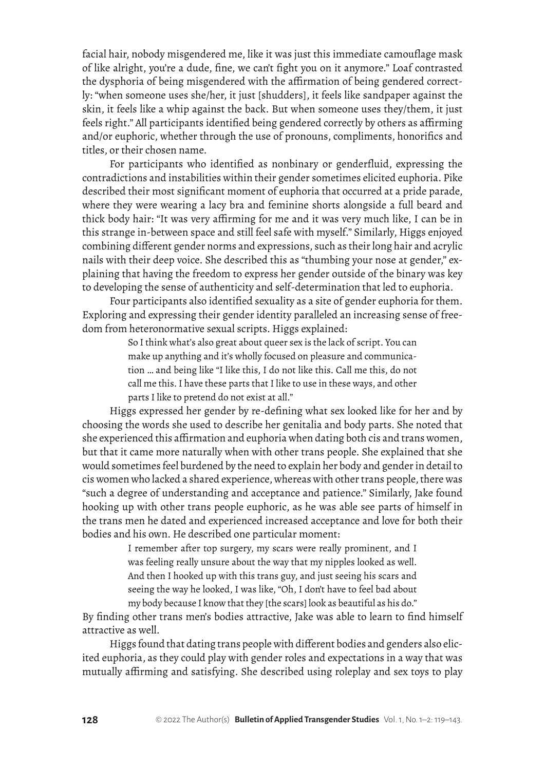facial hair, nobody misgendered me, like it was just this immediate camouflage mask of like alright, you're a dude, fine, we can't fight you on it anymore." Loaf contrasted the dysphoria of being misgendered with the affirmation of being gendered correctly: "when someone uses she/her, it just [shudders], it feels like sandpaper against the skin, it feels like a whip against the back. But when someone uses they/them, it just feels right." All participants identified being gendered correctly by others as affirming and/or euphoric, whether through the use of pronouns, compliments, honorifics and titles, or their chosen name.

For participants who identified as nonbinary or genderfluid, expressing the contradictions and instabilities within their gender sometimes elicited euphoria. Pike described their most significant moment of euphoria that occurred at a pride parade, where they were wearing a lacy bra and feminine shorts alongside a full beard and thick body hair: "It was very affirming for me and it was very much like, I can be in this strange in-between space and still feel safe with myself." Similarly, Higgs enjoyed combining different gender norms and expressions, such as their long hair and acrylic nails with their deep voice. She described this as "thumbing your nose at gender," explaining that having the freedom to express her gender outside of the binary was key to developing the sense of authenticity and self-determination that led to euphoria.

Four participants also identified sexuality as a site of gender euphoria for them. Exploring and expressing their gender identity paralleled an increasing sense of freedom from heteronormative sexual scripts. Higgs explained:

> So I think what's also great about queer sex is the lack of script. You can make up anything and it's wholly focused on pleasure and communication … and being like "I like this, I do not like this. Call me this, do not call me this. I have these parts that I like to use in these ways, and other parts I like to pretend do not exist at all."

Higgs expressed her gender by re-defining what sex looked like for her and by choosing the words she used to describe her genitalia and body parts. She noted that she experienced this affirmation and euphoria when dating both cis and trans women, but that it came more naturally when with other trans people. She explained that she would sometimes feel burdened by the need to explain her body and gender in detail to cis women who lacked a shared experience, whereas with other trans people, there was "such a degree of understanding and acceptance and patience." Similarly, Jake found hooking up with other trans people euphoric, as he was able see parts of himself in the trans men he dated and experienced increased acceptance and love for both their bodies and his own. He described one particular moment:

> I remember after top surgery, my scars were really prominent, and I was feeling really unsure about the way that my nipples looked as well. And then I hooked up with this trans guy, and just seeing his scars and seeing the way he looked, I was like, "Oh, I don't have to feel bad about my body because I know that they [the scars] look as beautiful as his do."

By finding other trans men's bodies attractive, Jake was able to learn to find himself attractive as well.

Higgs found that dating trans people with different bodies and genders also elicited euphoria, as they could play with gender roles and expectations in a way that was mutually affirming and satisfying. She described using roleplay and sex toys to play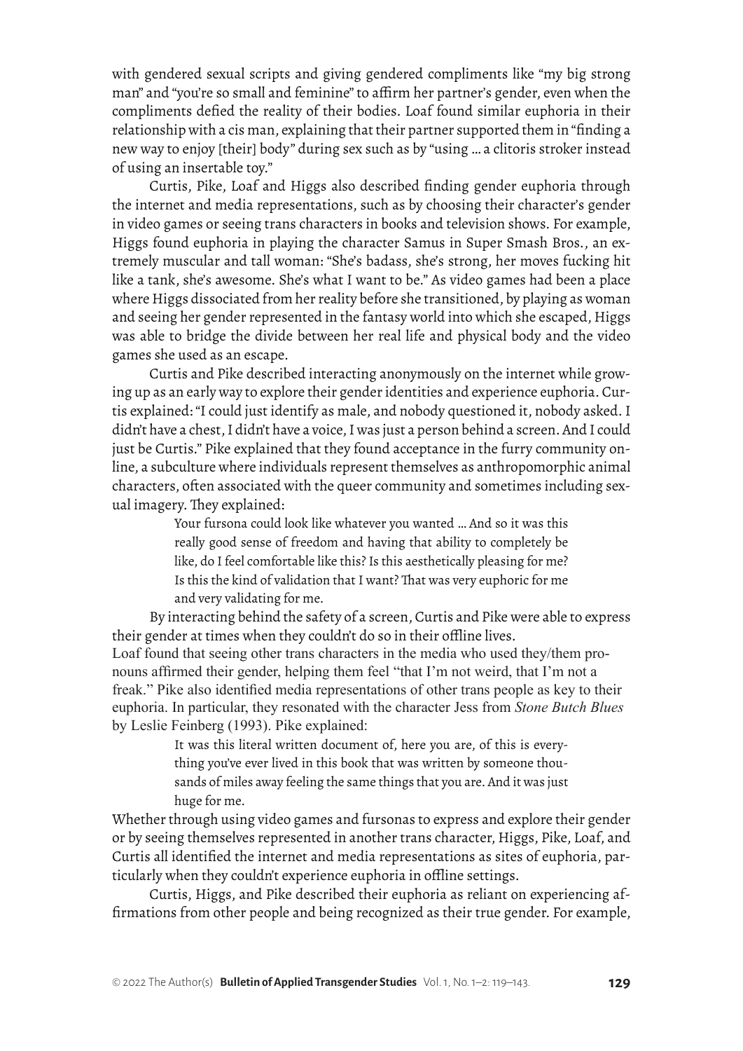with gendered sexual scripts and giving gendered compliments like "my big strong man" and "you're so small and feminine" to affirm her partner's gender, even when the compliments defied the reality of their bodies. Loaf found similar euphoria in their relationship with a cis man, explaining that their partner supported them in "finding a new way to enjoy [their] body" during sex such as by "using … a clitoris stroker instead of using an insertable toy."

Curtis, Pike, Loaf and Higgs also described finding gender euphoria through the internet and media representations, such as by choosing their character's gender in video games or seeing trans characters in books and television shows. For example, Higgs found euphoria in playing the character Samus in Super Smash Bros., an extremely muscular and tall woman: "She's badass, she's strong, her moves fucking hit like a tank, she's awesome. She's what I want to be." As video games had been a place where Higgs dissociated from her reality before she transitioned, by playing as woman and seeing her gender represented in the fantasy world into which she escaped, Higgs was able to bridge the divide between her real life and physical body and the video games she used as an escape.

Curtis and Pike described interacting anonymously on the internet while growing up as an early way to explore their gender identities and experience euphoria. Curtis explained: "I could just identify as male, and nobody questioned it, nobody asked. I didn't have a chest, I didn't have a voice, I was just a person behind a screen. And I could just be Curtis." Pike explained that they found acceptance in the furry community online, a subculture where individuals represent themselves as anthropomorphic animal characters, often associated with the queer community and sometimes including sexual imagery. They explained:

> Your fursona could look like whatever you wanted … And so it was this really good sense of freedom and having that ability to completely be like, do I feel comfortable like this? Is this aesthetically pleasing for me? Is this the kind of validation that I want? That was very euphoric for me and very validating for me.

By interacting behind the safety of a screen, Curtis and Pike were able to express their gender at times when they couldn't do so in their offline lives.

Loaf found that seeing other trans characters in the media who used they/them pronouns affirmed their gender, helping them feel "that I'm not weird, that I'm not a freak." Pike also identified media representations of other trans people as key to their euphoria. In particular, they resonated with the character Jess from *Stone Butch Blues* by Leslie Feinberg (1993). Pike explained:

> It was this literal written document of, here you are, of this is everything you've ever lived in this book that was written by someone thousands of miles away feeling the same things that you are. And it was just huge for me.

Whether through using video games and fursonas to express and explore their gender or by seeing themselves represented in another trans character, Higgs, Pike, Loaf, and Curtis all identified the internet and media representations as sites of euphoria, particularly when they couldn't experience euphoria in offline settings.

Curtis, Higgs, and Pike described their euphoria as reliant on experiencing affirmations from other people and being recognized as their true gender. For example,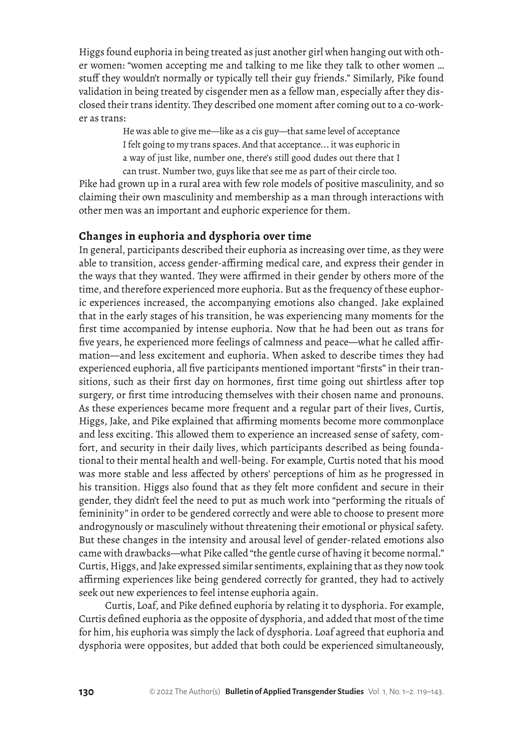Higgs found euphoria in being treated as just another girl when hanging out with other women: "women accepting me and talking to me like they talk to other women … stuff they wouldn't normally or typically tell their guy friends." Similarly, Pike found validation in being treated by cisgender men as a fellow man, especially after they disclosed their trans identity. They described one moment after coming out to a co-worker as trans:

> He was able to give me—like as a cis guy—that same level of acceptance I felt going to my trans spaces. And that acceptance… it was euphoric in a way of just like, number one, there's still good dudes out there that I can trust. Number two, guys like that see me as part of their circle too.

Pike had grown up in a rural area with few role models of positive masculinity, and so claiming their own masculinity and membership as a man through interactions with other men was an important and euphoric experience for them.

## Changes in euphoria and dysphoria over time

In general, participants described their euphoria as increasing over time, as they were able to transition, access gender-affirming medical care, and express their gender in the ways that they wanted. They were affirmed in their gender by others more of the time, and therefore experienced more euphoria. But as the frequency of these euphoric experiences increased, the accompanying emotions also changed. Jake explained that in the early stages of his transition, he was experiencing many moments for the first time accompanied by intense euphoria. Now that he had been out as trans for five years, he experienced more feelings of calmness and peace—what he called affirmation—and less excitement and euphoria. When asked to describe times they had experienced euphoria, all five participants mentioned important "firsts" in their transitions, such as their first day on hormones, first time going out shirtless after top surgery, or first time introducing themselves with their chosen name and pronouns. As these experiences became more frequent and a regular part of their lives, Curtis, Higgs, Jake, and Pike explained that affirming moments become more commonplace and less exciting. This allowed them to experience an increased sense of safety, comfort, and security in their daily lives, which participants described as being foundational to their mental health and well-being. For example, Curtis noted that his mood was more stable and less affected by others' perceptions of him as he progressed in his transition. Higgs also found that as they felt more confident and secure in their gender, they didn't feel the need to put as much work into "performing the rituals of femininity" in order to be gendered correctly and were able to choose to present more androgynously or masculinely without threatening their emotional or physical safety. But these changes in the intensity and arousal level of gender-related emotions also came with drawbacks—what Pike called "the gentle curse of having it become normal." Curtis, Higgs, and Jake expressed similar sentiments, explaining that as they now took affirming experiences like being gendered correctly for granted, they had to actively seek out new experiences to feel intense euphoria again.

Curtis, Loaf, and Pike defined euphoria by relating it to dysphoria. For example, Curtis defined euphoria as the opposite of dysphoria, and added that most of the time for him, his euphoria was simply the lack of dysphoria. Loaf agreed that euphoria and dysphoria were opposites, but added that both could be experienced simultaneously,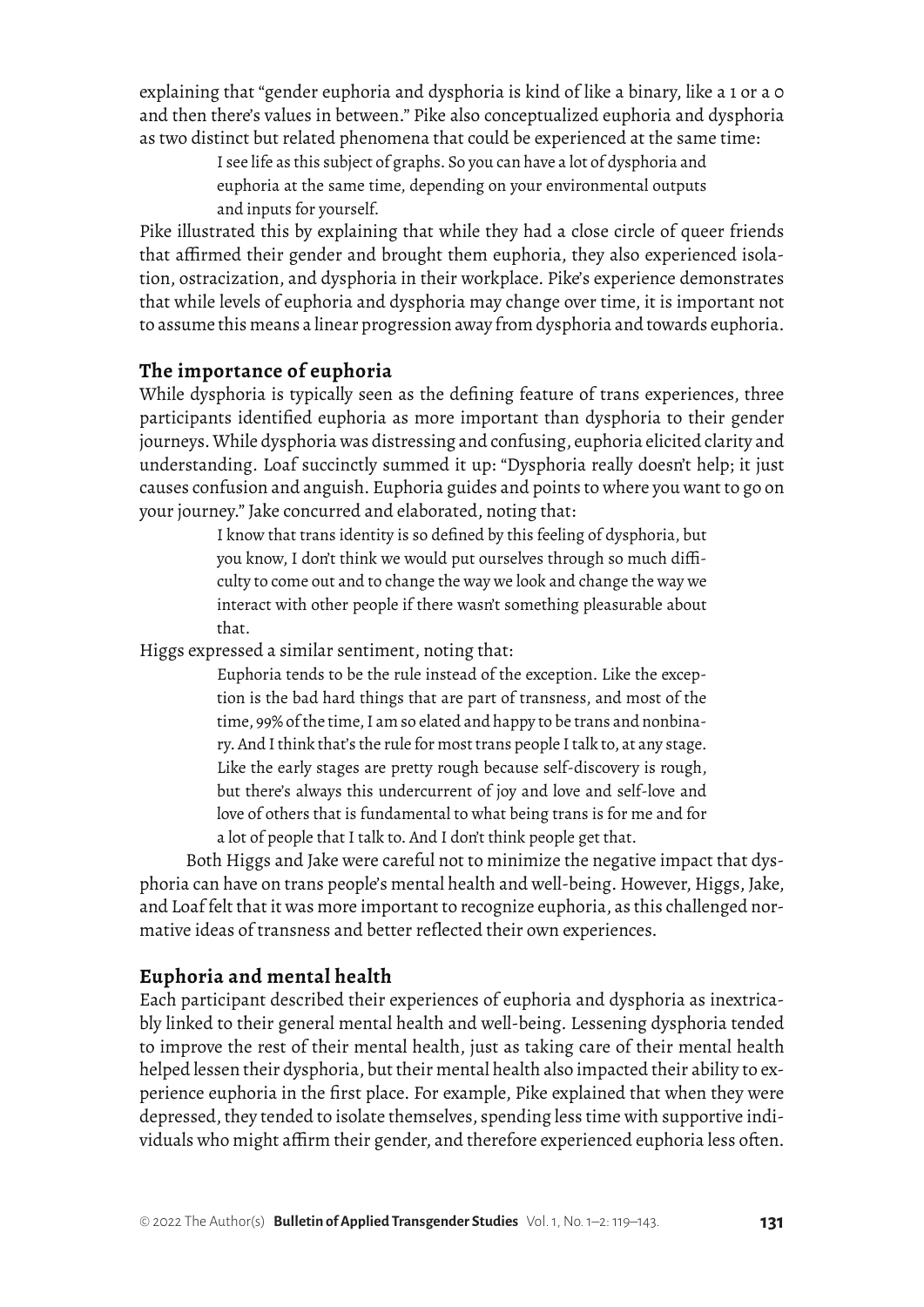explaining that "gender euphoria and dysphoria is kind of like a binary, like a 1 or a 0 and then there's values in between." Pike also conceptualized euphoria and dysphoria as two distinct but related phenomena that could be experienced at the same time:

> I see life as this subject of graphs. So you can have a lot of dysphoria and euphoria at the same time, depending on your environmental outputs and inputs for yourself.

Pike illustrated this by explaining that while they had a close circle of queer friends that affirmed their gender and brought them euphoria, they also experienced isolation, ostracization, and dysphoria in their workplace. Pike's experience demonstrates that while levels of euphoria and dysphoria may change over time, it is important not to assume this means a linear progression away from dysphoria and towards euphoria.

### The importance of euphoria

While dysphoria is typically seen as the defining feature of trans experiences, three participants identified euphoria as more important than dysphoria to their gender journeys. While dysphoria was distressing and confusing, euphoria elicited clarity and understanding. Loaf succinctly summed it up: "Dysphoria really doesn't help; it just causes confusion and anguish. Euphoria guides and points to where you want to go on your journey." Jake concurred and elaborated, noting that:

> I know that trans identity is so defined by this feeling of dysphoria, but you know, I don't think we would put ourselves through so much difficulty to come out and to change the way we look and change the way we interact with other people if there wasn't something pleasurable about that.

Higgs expressed a similar sentiment, noting that:

> Euphoria tends to be the rule instead of the exception. Like the exception is the bad hard things that are part of transness, and most of the time, 99% of the time, I am so elated and happy to be trans and nonbinary. And I think that's the rule for most trans people I talk to, at any stage. Like the early stages are pretty rough because self-discovery is rough, but there's always this undercurrent of joy and love and self-love and love of others that is fundamental to what being trans is for me and for a lot of people that I talk to. And I don't think people get that.

Both Higgs and Jake were careful not to minimize the negative impact that dysphoria can have on trans people's mental health and well-being. However, Higgs, Jake, and Loaf felt that it was more important to recognize euphoria, as this challenged normative ideas of transness and better reflected their own experiences.

### Euphoria and mental health

Each participant described their experiences of euphoria and dysphoria as inextricably linked to their general mental health and well-being. Lessening dysphoria tended to improve the rest of their mental health, just as taking care of their mental health helped lessen their dysphoria, but their mental health also impacted their ability to experience euphoria in the first place. For example, Pike explained that when they were depressed, they tended to isolate themselves, spending less time with supportive individuals who might affirm their gender, and therefore experienced euphoria less often.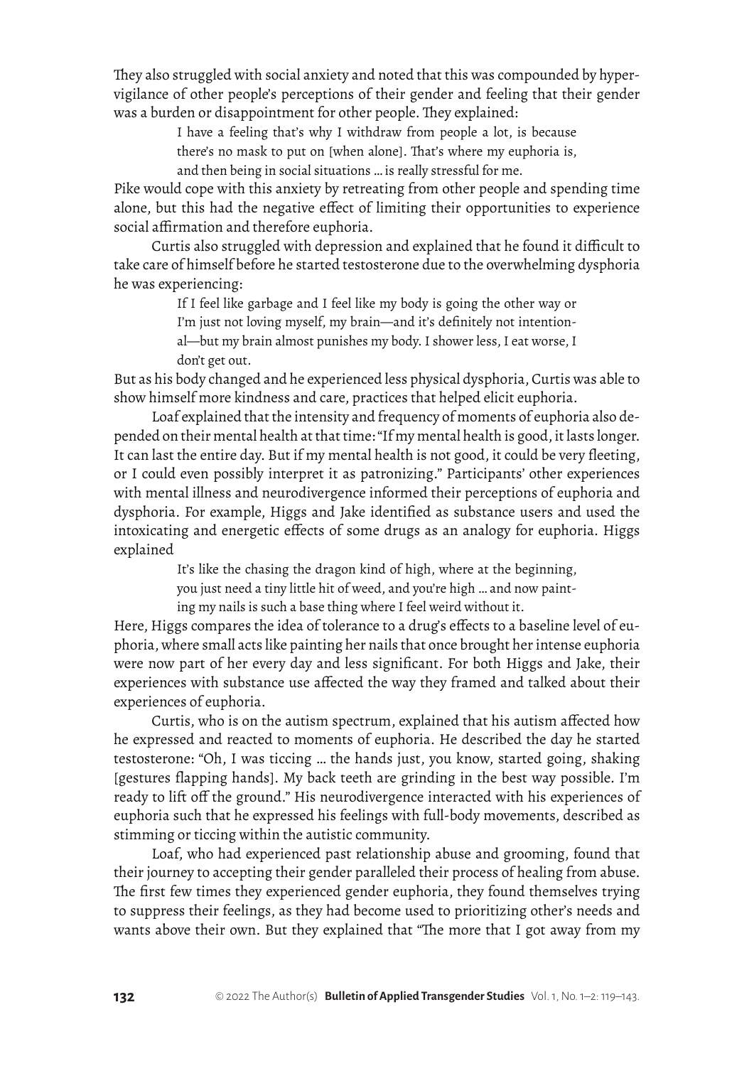They also struggled with social anxiety and noted that this was compounded by hypervigilance of other people's perceptions of their gender and feeling that their gender was a burden or disappointment for other people. They explained:

> I have a feeling that's why I withdraw from people a lot, is because there's no mask to put on [when alone]. That's where my euphoria is, and then being in social situations … is really stressful for me.

Pike would cope with this anxiety by retreating from other people and spending time alone, but this had the negative effect of limiting their opportunities to experience social affirmation and therefore euphoria.

Curtis also struggled with depression and explained that he found it difficult to take care of himself before he started testosterone due to the overwhelming dysphoria he was experiencing:

> If I feel like garbage and I feel like my body is going the other way or I'm just not loving myself, my brain—and it's definitely not intentional—but my brain almost punishes my body. I shower less, I eat worse, I don't get out.

But as his body changed and he experienced less physical dysphoria, Curtis was able to show himself more kindness and care, practices that helped elicit euphoria.

Loaf explained that the intensity and frequency of moments of euphoria also depended on their mental health at that time: "If my mental health is good, it lasts longer. It can last the entire day. But if my mental health is not good, it could be very fleeting, or I could even possibly interpret it as patronizing." Participants' other experiences with mental illness and neurodivergence informed their perceptions of euphoria and dysphoria. For example, Higgs and Jake identified as substance users and used the intoxicating and energetic effects of some drugs as an analogy for euphoria. Higgs explained

> It's like the chasing the dragon kind of high, where at the beginning, you just need a tiny little hit of weed, and you're high … and now painting my nails is such a base thing where I feel weird without it.

Here, Higgs compares the idea of tolerance to a drug's effects to a baseline level of euphoria, where small acts like painting her nails that once brought her intense euphoria were now part of her every day and less significant. For both Higgs and Jake, their experiences with substance use affected the way they framed and talked about their experiences of euphoria.

Curtis, who is on the autism spectrum, explained that his autism affected how he expressed and reacted to moments of euphoria. He described the day he started testosterone: "Oh, I was ticcing … the hands just, you know, started going, shaking [gestures flapping hands]. My back teeth are grinding in the best way possible. I'm ready to lift off the ground." His neurodivergence interacted with his experiences of euphoria such that he expressed his feelings with full-body movements, described as stimming or ticcing within the autistic community.

Loaf, who had experienced past relationship abuse and grooming, found that their journey to accepting their gender paralleled their process of healing from abuse. The first few times they experienced gender euphoria, they found themselves trying to suppress their feelings, as they had become used to prioritizing other's needs and wants above their own. But they explained that "The more that I got away from my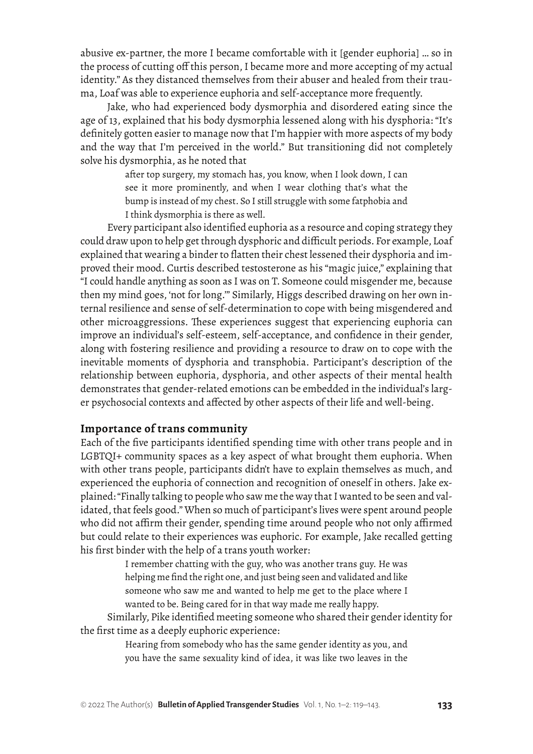abusive ex-partner, the more I became comfortable with it [gender euphoria] … so in the process of cutting off this person, I became more and more accepting of my actual identity." As they distanced themselves from their abuser and healed from their trauma, Loaf was able to experience euphoria and self-acceptance more frequently.

Jake, who had experienced body dysmorphia and disordered eating since the age of 13, explained that his body dysmorphia lessened along with his dysphoria: "It's definitely gotten easier to manage now that I'm happier with more aspects of my body and the way that I'm perceived in the world." But transitioning did not completely solve his dysmorphia, as he noted that

> after top surgery, my stomach has, you know, when I look down, I can see it more prominently, and when I wear clothing that's what the bump is instead of my chest. So I still struggle with some fatphobia and I think dysmorphia is there as well.

Every participant also identified euphoria as a resource and coping strategy they could draw upon to help get through dysphoric and difficult periods. For example, Loaf explained that wearing a binder to flatten their chest lessened their dysphoria and improved their mood. Curtis described testosterone as his "magic juice," explaining that "I could handle anything as soon as I was on T. Someone could misgender me, because then my mind goes, 'not for long.'" Similarly, Higgs described drawing on her own internal resilience and sense of self-determination to cope with being misgendered and other microaggressions. These experiences suggest that experiencing euphoria can improve an individual's self-esteem, self-acceptance, and confidence in their gender, along with fostering resilience and providing a resource to draw on to cope with the inevitable moments of dysphoria and transphobia. Participant's description of the relationship between euphoria, dysphoria, and other aspects of their mental health demonstrates that gender-related emotions can be embedded in the individual's larger psychosocial contexts and affected by other aspects of their life and well-being.

## Importance of trans community

Each of the five participants identified spending time with other trans people and in LGBTQI+ community spaces as a key aspect of what brought them euphoria. When with other trans people, participants didn't have to explain themselves as much, and experienced the euphoria of connection and recognition of oneself in others. Jake explained: "Finally talking to people who saw me the way that I wanted to be seen and validated, that feels good." When so much of participant's lives were spent around people who did not affirm their gender, spending time around people who not only affirmed but could relate to their experiences was euphoric. For example, Jake recalled getting his first binder with the help of a trans youth worker:

> I remember chatting with the guy, who was another trans guy. He was helping me find the right one, and just being seen and validated and like someone who saw me and wanted to help me get to the place where I wanted to be. Being cared for in that way made me really happy.

Similarly, Pike identified meeting someone who shared their gender identity for the first time as a deeply euphoric experience:

> Hearing from somebody who has the same gender identity as you, and you have the same sexuality kind of idea, it was like two leaves in the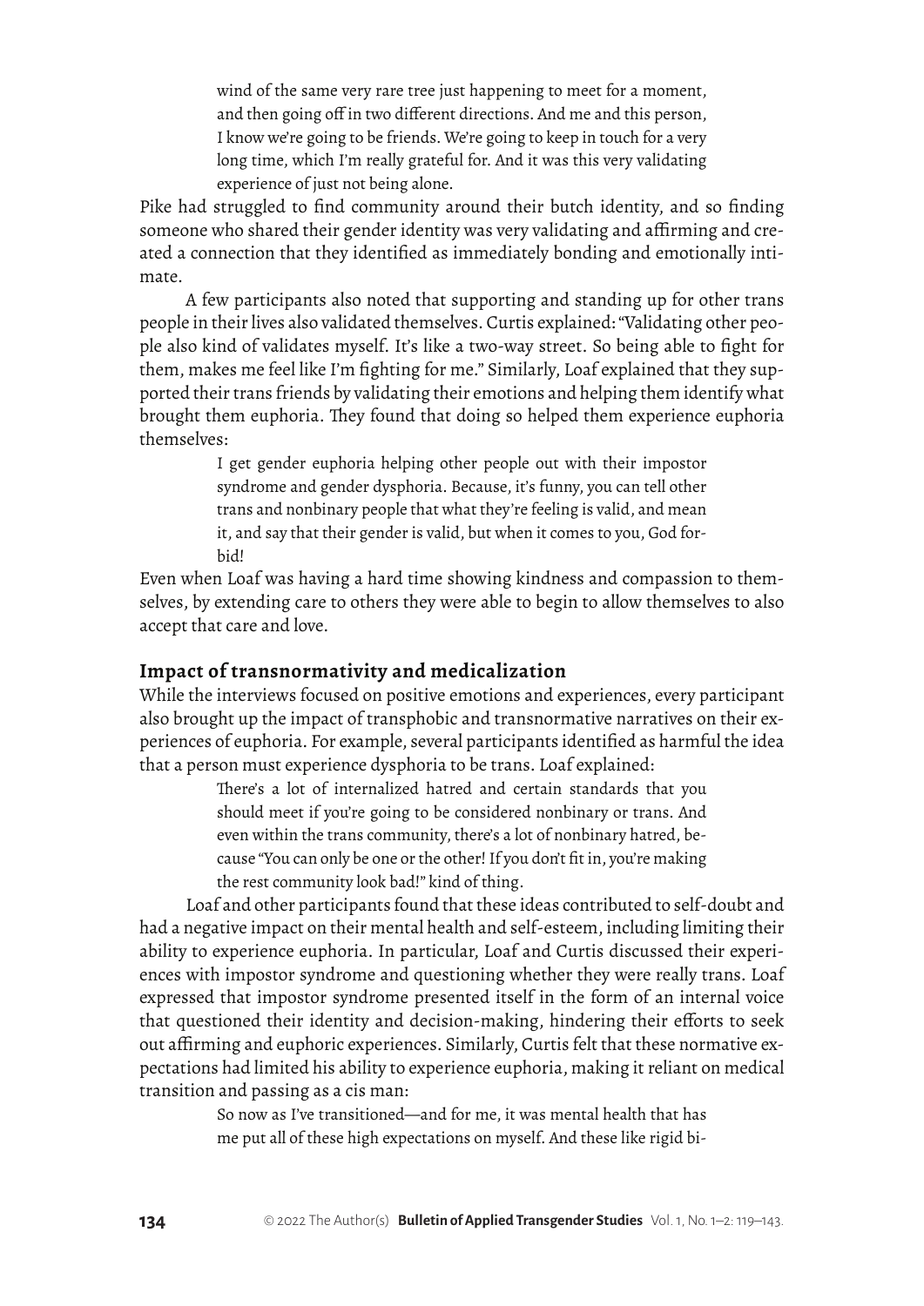> wind of the same very rare tree just happening to meet for a moment, and then going off in two different directions. And me and this person, I know we're going to be friends. We're going to keep in touch for a very long time, which I'm really grateful for. And it was this very validating experience of just not being alone.

Pike had struggled to find community around their butch identity, and so finding someone who shared their gender identity was very validating and affirming and created a connection that they identified as immediately bonding and emotionally intimate.

A few participants also noted that supporting and standing up for other trans people in their lives also validated themselves. Curtis explained: "Validating other people also kind of validates myself. It's like a two-way street. So being able to fight for them, makes me feel like I'm fighting for me." Similarly, Loaf explained that they supported their trans friends by validating their emotions and helping them identify what brought them euphoria. They found that doing so helped them experience euphoria themselves:

> I get gender euphoria helping other people out with their impostor syndrome and gender dysphoria. Because, it's funny, you can tell other trans and nonbinary people that what they're feeling is valid, and mean it, and say that their gender is valid, but when it comes to you, God forbid!

Even when Loaf was having a hard time showing kindness and compassion to themselves, by extending care to others they were able to begin to allow themselves to also accept that care and love.

## Impact of transnormativity and medicalization

While the interviews focused on positive emotions and experiences, every participant also brought up the impact of transphobic and transnormative narratives on their experiences of euphoria. For example, several participants identified as harmful the idea that a person must experience dysphoria to be trans. Loaf explained:

> There's a lot of internalized hatred and certain standards that you should meet if you're going to be considered nonbinary or trans. And even within the trans community, there's a lot of nonbinary hatred, because "You can only be one or the other! If you don't fit in, you're making the rest community look bad!" kind of thing.

Loaf and other participants found that these ideas contributed to self-doubt and had a negative impact on their mental health and self-esteem, including limiting their ability to experience euphoria. In particular, Loaf and Curtis discussed their experiences with impostor syndrome and questioning whether they were really trans. Loaf expressed that impostor syndrome presented itself in the form of an internal voice that questioned their identity and decision-making, hindering their efforts to seek out affirming and euphoric experiences. Similarly, Curtis felt that these normative expectations had limited his ability to experience euphoria, making it reliant on medical transition and passing as a cis man:

> So now as I've transitioned—and for me, it was mental health that has me put all of these high expectations on myself. And these like rigid bi-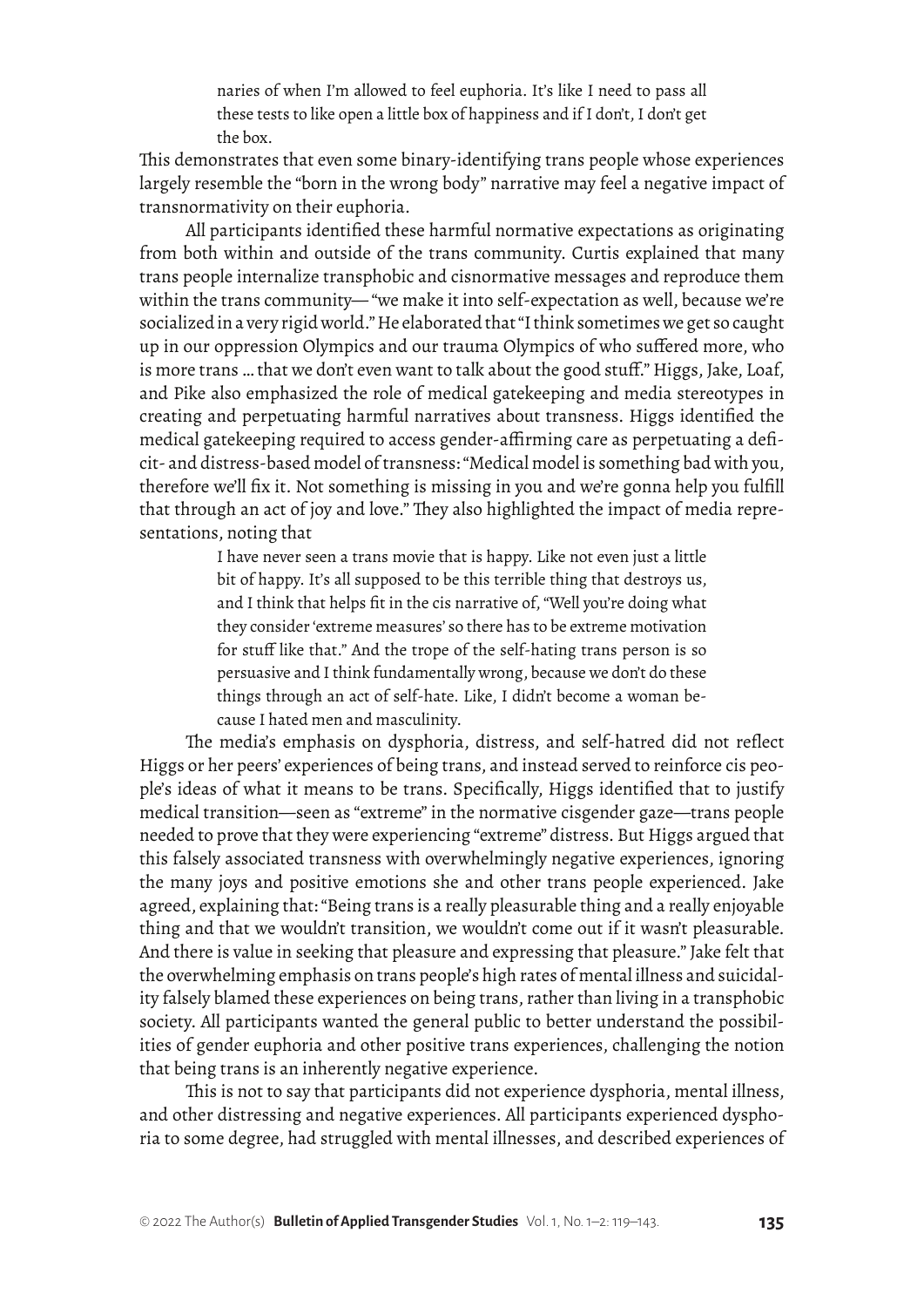> naries of when I'm allowed to feel euphoria. It's like I need to pass all these tests to like open a little box of happiness and if I don't, I don't get the box.

This demonstrates that even some binary-identifying trans people whose experiences largely resemble the "born in the wrong body" narrative may feel a negative impact of transnormativity on their euphoria.

All participants identified these harmful normative expectations as originating from both within and outside of the trans community. Curtis explained that many trans people internalize transphobic and cisnormative messages and reproduce them within the trans community— "we make it into self-expectation as well, because we're socialized in a very rigid world." He elaborated that "I think sometimes we get so caught up in our oppression Olympics and our trauma Olympics of who suffered more, who is more trans … that we don't even want to talk about the good stuff." Higgs, Jake, Loaf, and Pike also emphasized the role of medical gatekeeping and media stereotypes in creating and perpetuating harmful narratives about transness. Higgs identified the medical gatekeeping required to access gender-affirming care as perpetuating a deficit- and distress-based model of transness: "Medical model is something bad with you, therefore we'll fix it. Not something is missing in you and we're gonna help you fulfill that through an act of joy and love." They also highlighted the impact of media representations, noting that

> I have never seen a trans movie that is happy. Like not even just a little bit of happy. It's all supposed to be this terrible thing that destroys us, and I think that helps fit in the cis narrative of, "Well you're doing what they consider 'extreme measures' so there has to be extreme motivation for stuff like that." And the trope of the self-hating trans person is so persuasive and I think fundamentally wrong, because we don't do these things through an act of self-hate. Like, I didn't become a woman because I hated men and masculinity.

The media's emphasis on dysphoria, distress, and self-hatred did not reflect Higgs or her peers' experiences of being trans, and instead served to reinforce cis people's ideas of what it means to be trans. Specifically, Higgs identified that to justify medical transition—seen as "extreme" in the normative cisgender gaze—trans people needed to prove that they were experiencing "extreme" distress. But Higgs argued that this falsely associated transness with overwhelmingly negative experiences, ignoring the many joys and positive emotions she and other trans people experienced. Jake agreed, explaining that: "Being trans is a really pleasurable thing and a really enjoyable thing and that we wouldn't transition, we wouldn't come out if it wasn't pleasurable. And there is value in seeking that pleasure and expressing that pleasure." Jake felt that the overwhelming emphasis on trans people's high rates of mental illness and suicidality falsely blamed these experiences on being trans, rather than living in a transphobic society. All participants wanted the general public to better understand the possibilities of gender euphoria and other positive trans experiences, challenging the notion that being trans is an inherently negative experience.

This is not to say that participants did not experience dysphoria, mental illness, and other distressing and negative experiences. All participants experienced dysphoria to some degree, had struggled with mental illnesses, and described experiences of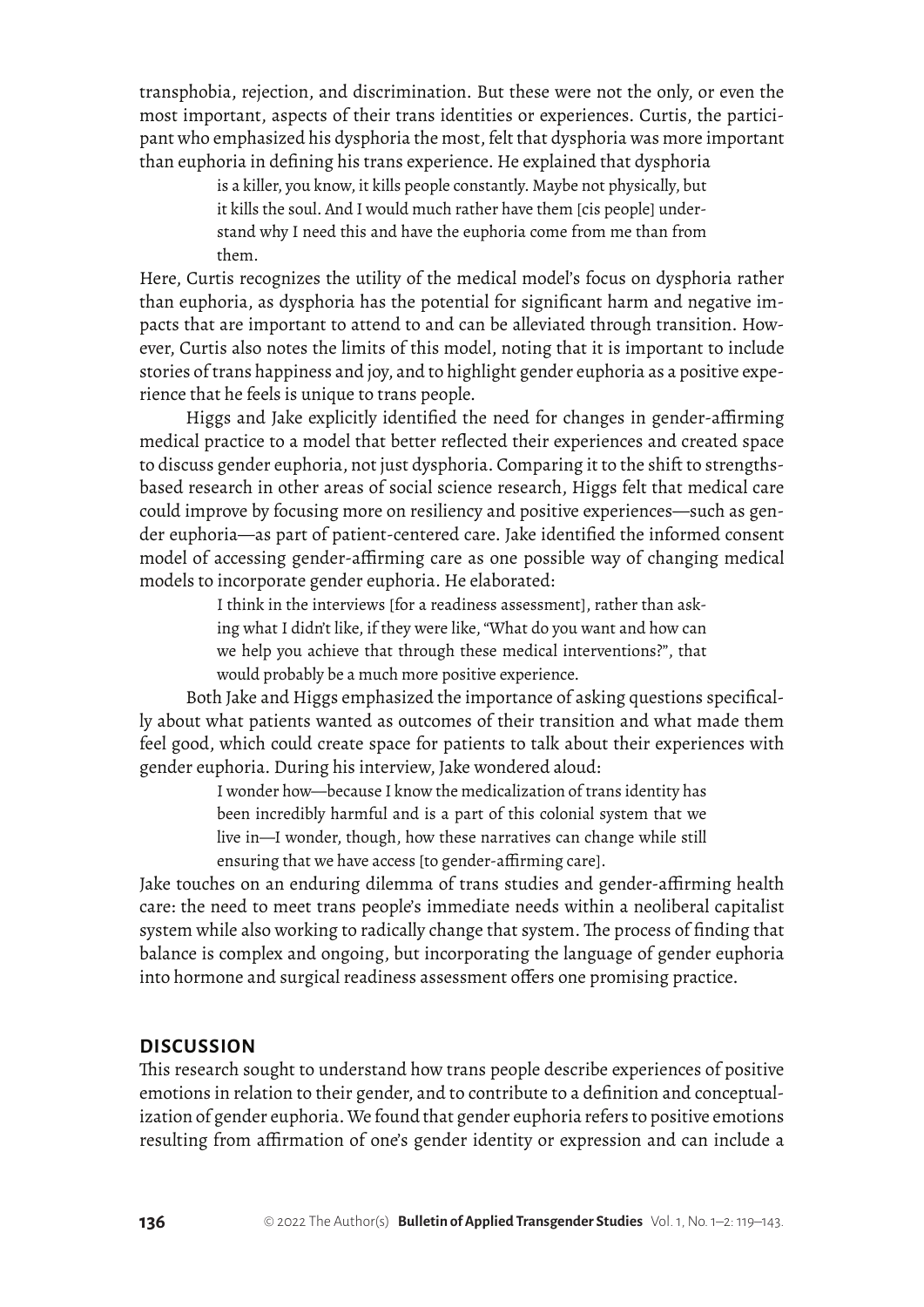transphobia, rejection, and discrimination. But these were not the only, or even the most important, aspects of their trans identities or experiences. Curtis, the participant who emphasized his dysphoria the most, felt that dysphoria was more important than euphoria in defining his trans experience. He explained that dysphoria

> is a killer, you know, it kills people constantly. Maybe not physically, but it kills the soul. And I would much rather have them [cis people] understand why I need this and have the euphoria come from me than from them.

Here, Curtis recognizes the utility of the medical model's focus on dysphoria rather than euphoria, as dysphoria has the potential for significant harm and negative impacts that are important to attend to and can be alleviated through transition. However, Curtis also notes the limits of this model, noting that it is important to include stories of trans happiness and joy, and to highlight gender euphoria as a positive experience that he feels is unique to trans people.

Higgs and Jake explicitly identified the need for changes in gender-affirming medical practice to a model that better reflected their experiences and created space to discuss gender euphoria, not just dysphoria. Comparing it to the shift to strengths-based research in other areas of social science research, Higgs felt that medical care could improve by focusing more on resiliency and positive experiences—such as gender euphoria—as part of patient-centered care. Jake identified the informed consent model of accessing gender-affirming care as one possible way of changing medical models to incorporate gender euphoria. He elaborated:

> I think in the interviews [for a readiness assessment], rather than asking what I didn't like, if they were like, "What do you want and how can we help you achieve that through these medical interventions?", that would probably be a much more positive experience.

Both Jake and Higgs emphasized the importance of asking questions specifically about what patients wanted as outcomes of their transition and what made them feel good, which could create space for patients to talk about their experiences with gender euphoria. During his interview, Jake wondered aloud:

> I wonder how—because I know the medicalization of trans identity has been incredibly harmful and is a part of this colonial system that we live in—I wonder, though, how these narratives can change while still ensuring that we have access [to gender-affirming care].

Jake touches on an enduring dilemma of trans studies and gender-affirming health care: the need to meet trans people's immediate needs within a neoliberal capitalist system while also working to radically change that system. The process of finding that balance is complex and ongoing, but incorporating the language of gender euphoria into hormone and surgical readiness assessment offers one promising practice.

## DISCUSSION

This research sought to understand how trans people describe experiences of positive emotions in relation to their gender, and to contribute to a definition and conceptualization of gender euphoria. We found that gender euphoria refers to positive emotions resulting from affirmation of one's gender identity or expression and can include a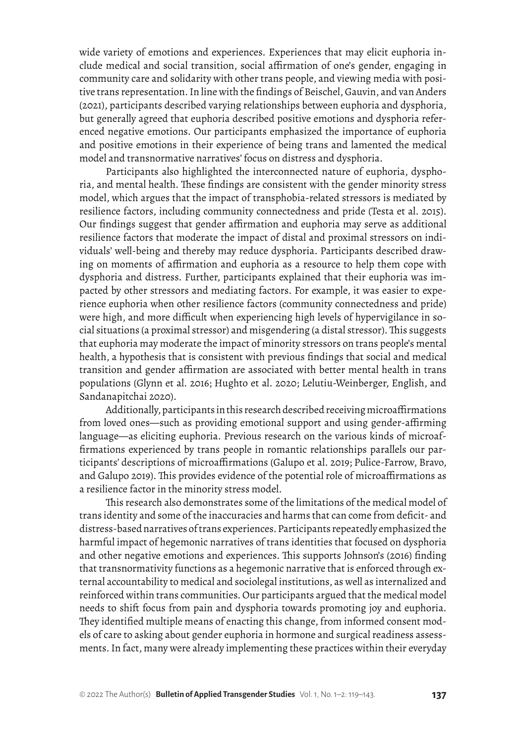wide variety of emotions and experiences. Experiences that may elicit euphoria include medical and social transition, social affirmation of one's gender, engaging in community care and solidarity with other trans people, and viewing media with positive trans representation. In line with the findings of Beischel, Gauvin, and van Anders (2021), participants described varying relationships between euphoria and dysphoria, but generally agreed that euphoria described positive emotions and dysphoria referenced negative emotions. Our participants emphasized the importance of euphoria and positive emotions in their experience of being trans and lamented the medical model and transnormative narratives' focus on distress and dysphoria.

Participants also highlighted the interconnected nature of euphoria, dysphoria, and mental health. These findings are consistent with the gender minority stress model, which argues that the impact of transphobia-related stressors is mediated by resilience factors, including community connectedness and pride (Testa et al. 2015). Our findings suggest that gender affirmation and euphoria may serve as additional resilience factors that moderate the impact of distal and proximal stressors on individuals' well-being and thereby may reduce dysphoria. Participants described drawing on moments of affirmation and euphoria as a resource to help them cope with dysphoria and distress. Further, participants explained that their euphoria was impacted by other stressors and mediating factors. For example, it was easier to experience euphoria when other resilience factors (community connectedness and pride) were high, and more difficult when experiencing high levels of hypervigilance in social situations (a proximal stressor) and misgendering (a distal stressor). This suggests that euphoria may moderate the impact of minority stressors on trans people's mental health, a hypothesis that is consistent with previous findings that social and medical transition and gender affirmation are associated with better mental health in trans populations (Glynn et al. 2016; Hughto et al. 2020; Lelutiu-Weinberger, English, and Sandanapitchai 2020).

Additionally, participants in this research described receiving microaffirmations from loved ones—such as providing emotional support and using gender-affirming language—as eliciting euphoria. Previous research on the various kinds of microaffirmations experienced by trans people in romantic relationships parallels our participants' descriptions of microaffirmations (Galupo et al. 2019; Pulice-Farrow, Bravo, and Galupo 2019). This provides evidence of the potential role of microaffirmations as a resilience factor in the minority stress model.

This research also demonstrates some of the limitations of the medical model of trans identity and some of the inaccuracies and harms that can come from deficit- and distress-based narratives of trans experiences. Participants repeatedly emphasized the harmful impact of hegemonic narratives of trans identities that focused on dysphoria and other negative emotions and experiences. This supports Johnson's (2016) finding that transnormativity functions as a hegemonic narrative that is enforced through external accountability to medical and sociolegal institutions, as well as internalized and reinforced within trans communities. Our participants argued that the medical model needs to shift focus from pain and dysphoria towards promoting joy and euphoria. They identified multiple means of enacting this change, from informed consent models of care to asking about gender euphoria in hormone and surgical readiness assessments. In fact, many were already implementing these practices within their everyday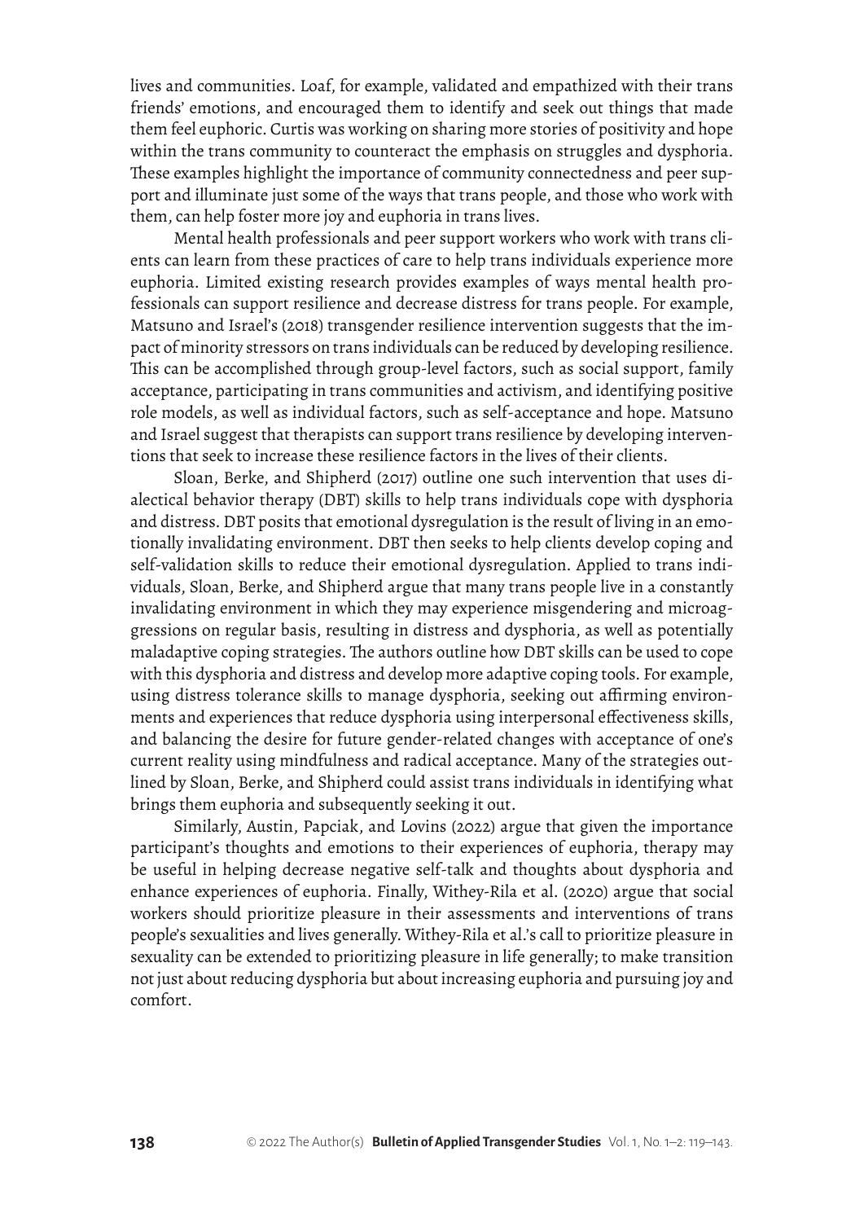lives and communities. Loaf, for example, validated and empathized with their trans friends' emotions, and encouraged them to identify and seek out things that made them feel euphoric. Curtis was working on sharing more stories of positivity and hope within the trans community to counteract the emphasis on struggles and dysphoria. These examples highlight the importance of community connectedness and peer support and illuminate just some of the ways that trans people, and those who work with them, can help foster more joy and euphoria in trans lives.

Mental health professionals and peer support workers who work with trans clients can learn from these practices of care to help trans individuals experience more euphoria. Limited existing research provides examples of ways mental health professionals can support resilience and decrease distress for trans people. For example, Matsuno and Israel's (2018) transgender resilience intervention suggests that the impact of minority stressors on trans individuals can be reduced by developing resilience. This can be accomplished through group-level factors, such as social support, family acceptance, participating in trans communities and activism, and identifying positive role models, as well as individual factors, such as self-acceptance and hope. Matsuno and Israel suggest that therapists can support trans resilience by developing interventions that seek to increase these resilience factors in the lives of their clients.

Sloan, Berke, and Shipherd (2017) outline one such intervention that uses dialectical behavior therapy (DBT) skills to help trans individuals cope with dysphoria and distress. DBT posits that emotional dysregulation is the result of living in an emotionally invalidating environment. DBT then seeks to help clients develop coping and self-validation skills to reduce their emotional dysregulation. Applied to trans individuals, Sloan, Berke, and Shipherd argue that many trans people live in a constantly invalidating environment in which they may experience misgendering and microaggressions on regular basis, resulting in distress and dysphoria, as well as potentially maladaptive coping strategies. The authors outline how DBT skills can be used to cope with this dysphoria and distress and develop more adaptive coping tools. For example, using distress tolerance skills to manage dysphoria, seeking out affirming environments and experiences that reduce dysphoria using interpersonal effectiveness skills, and balancing the desire for future gender-related changes with acceptance of one's current reality using mindfulness and radical acceptance. Many of the strategies outlined by Sloan, Berke, and Shipherd could assist trans individuals in identifying what brings them euphoria and subsequently seeking it out.

Similarly, Austin, Papciak, and Lovins (2022) argue that given the importance participant's thoughts and emotions to their experiences of euphoria, therapy may be useful in helping decrease negative self-talk and thoughts about dysphoria and enhance experiences of euphoria. Finally, Withey-Rila et al. (2020) argue that social workers should prioritize pleasure in their assessments and interventions of trans people's sexualities and lives generally. Withey-Rila et al.'s call to prioritize pleasure in sexuality can be extended to prioritizing pleasure in life generally; to make transition not just about reducing dysphoria but about increasing euphoria and pursuing joy and comfort.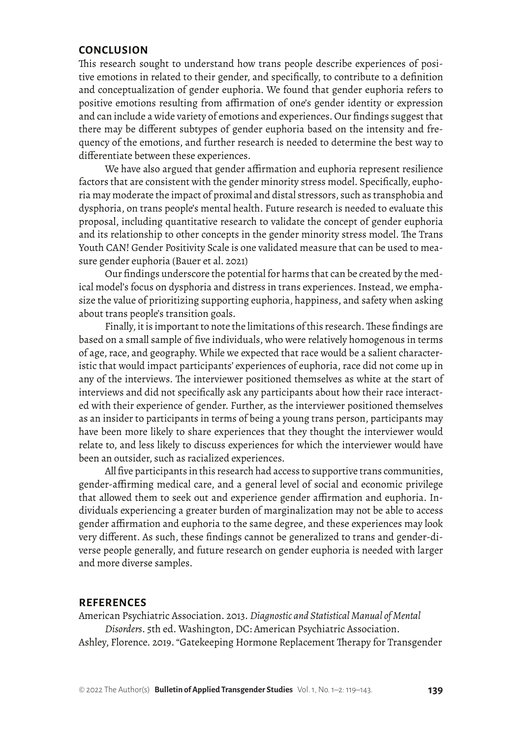## CONCLUSION

This research sought to understand how trans people describe experiences of positive emotions in related to their gender, and specifically, to contribute to a definition and conceptualization of gender euphoria. We found that gender euphoria refers to positive emotions resulting from affirmation of one's gender identity or expression and can include a wide variety of emotions and experiences. Our findings suggest that there may be different subtypes of gender euphoria based on the intensity and frequency of the emotions, and further research is needed to determine the best way to differentiate between these experiences.

We have also argued that gender affirmation and euphoria represent resilience factors that are consistent with the gender minority stress model. Specifically, euphoria may moderate the impact of proximal and distal stressors, such as transphobia and dysphoria, on trans people's mental health. Future research is needed to evaluate this proposal, including quantitative research to validate the concept of gender euphoria and its relationship to other concepts in the gender minority stress model. The Trans Youth CAN! Gender Positivity Scale is one validated measure that can be used to measure gender euphoria (Bauer et al. 2021)

Our findings underscore the potential for harms that can be created by the medical model's focus on dysphoria and distress in trans experiences. Instead, we emphasize the value of prioritizing supporting euphoria, happiness, and safety when asking about trans people's transition goals.

Finally, it is important to note the limitations of this research. These findings are based on a small sample of five individuals, who were relatively homogenous in terms of age, race, and geography. While we expected that race would be a salient characteristic that would impact participants' experiences of euphoria, race did not come up in any of the interviews. The interviewer positioned themselves as white at the start of interviews and did not specifically ask any participants about how their race interacted with their experience of gender. Further, as the interviewer positioned themselves as an insider to participants in terms of being a young trans person, participants may have been more likely to share experiences that they thought the interviewer would relate to, and less likely to discuss experiences for which the interviewer would have been an outsider, such as racialized experiences.

All five participants in this research had access to supportive trans communities, gender-affirming medical care, and a general level of social and economic privilege that allowed them to seek out and experience gender affirmation and euphoria. Individuals experiencing a greater burden of marginalization may not be able to access gender affirmation and euphoria to the same degree, and these experiences may look very different. As such, these findings cannot be generalized to trans and gender-diverse people generally, and future research on gender euphoria is needed with larger and more diverse samples.

## REFERENCES

American Psychiatric Association. 2013. *Diagnostic and Statistical Manual of Mental Disorders*. 5th ed. Washington, DC: American Psychiatric Association.

Ashley, Florence. 2019. "Gatekeeping Hormone Replacement Therapy for Transgender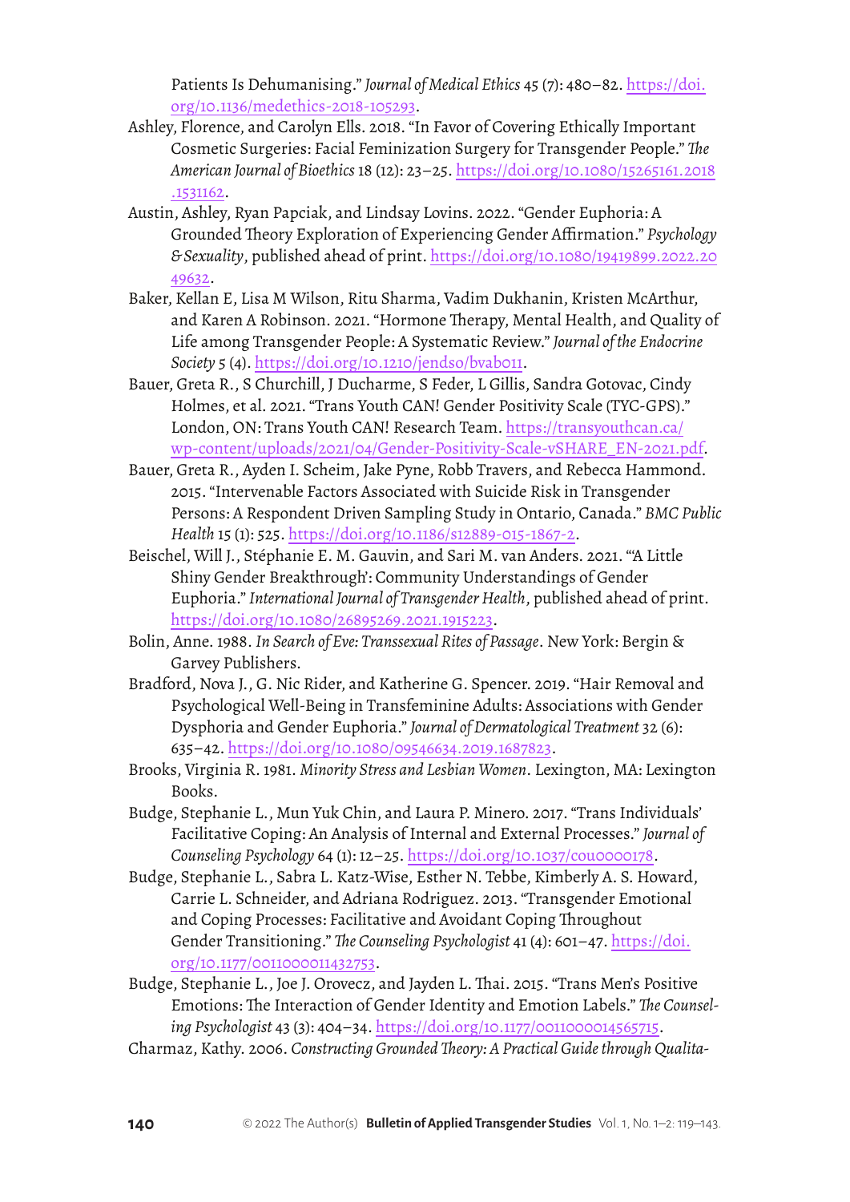Patients Is Dehumanising." *Journal of Medical Ethics* 45 (7): 480–82. https://doi.org/10.1136/medethics-2018-105293.

Ashley, Florence, and Carolyn Ells. 2018. "In Favor of Covering Ethically Important Cosmetic Surgeries: Facial Feminization Surgery for Transgender People." *The American Journal of Bioethics* 18 (12): 23–25. https://doi.org/10.1080/15265161.2018.1531162.

Austin, Ashley, Ryan Papciak, and Lindsay Lovins. 2022. "Gender Euphoria: A Grounded Theory Exploration of Experiencing Gender Affirmation." *Psychology & Sexuality*, published ahead of print. https://doi.org/10.1080/19419899.2022.2049632.

Baker, Kellan E, Lisa M Wilson, Ritu Sharma, Vadim Dukhanin, Kristen McArthur, and Karen A Robinson. 2021. "Hormone Therapy, Mental Health, and Quality of Life among Transgender People: A Systematic Review." *Journal of the Endocrine Society* 5 (4). https://doi.org/10.1210/jendso/bvab011.

Bauer, Greta R., S Churchill, J Ducharme, S Feder, L Gillis, Sandra Gotovac, Cindy Holmes, et al. 2021. "Trans Youth CAN! Gender Positivity Scale (TYC-GPS)." London, ON: Trans Youth CAN! Research Team. https://transyouthcan.ca/wp-content/uploads/2021/04/Gender-Positivity-Scale-vSHARE_EN-2021.pdf.

Bauer, Greta R., Ayden I. Scheim, Jake Pyne, Robb Travers, and Rebecca Hammond. 2015. "Intervenable Factors Associated with Suicide Risk in Transgender Persons: A Respondent Driven Sampling Study in Ontario, Canada." *BMC Public Health* 15 (1): 525. https://doi.org/10.1186/s12889-015-1867-2.

Beischel, Will J., Stéphanie E. M. Gauvin, and Sari M. van Anders. 2021. "'A Little Shiny Gender Breakthrough': Community Understandings of Gender Euphoria." *International Journal of Transgender Health*, published ahead of print. https://doi.org/10.1080/26895269.2021.1915223.

Bolin, Anne. 1988. *In Search of Eve: Transsexual Rites of Passage*. New York: Bergin & Garvey Publishers.

Bradford, Nova J., G. Nic Rider, and Katherine G. Spencer. 2019. "Hair Removal and Psychological Well-Being in Transfeminine Adults: Associations with Gender Dysphoria and Gender Euphoria." *Journal of Dermatological Treatment* 32 (6): 635–42. https://doi.org/10.1080/09546634.2019.1687823.

Brooks, Virginia R. 1981. *Minority Stress and Lesbian Women*. Lexington, MA: Lexington Books.

Budge, Stephanie L., Mun Yuk Chin, and Laura P. Minero. 2017. "Trans Individuals' Facilitative Coping: An Analysis of Internal and External Processes." *Journal of Counseling Psychology* 64 (1): 12–25. https://doi.org/10.1037/cou0000178.

Budge, Stephanie L., Sabra L. Katz-Wise, Esther N. Tebbe, Kimberly A. S. Howard, Carrie L. Schneider, and Adriana Rodriguez. 2013. "Transgender Emotional and Coping Processes: Facilitative and Avoidant Coping Throughout Gender Transitioning." *The Counseling Psychologist* 41 (4): 601–47. https://doi.org/10.1177/0011000011432753.

Budge, Stephanie L., Joe J. Orovecz, and Jayden L. Thai. 2015. "Trans Men's Positive Emotions: The Interaction of Gender Identity and Emotion Labels." *The Counseling Psychologist* 43 (3): 404–34. https://doi.org/10.1177/0011000014565715.

Charmaz, Kathy. 2006. *Constructing Grounded Theory: A Practical Guide through Qualita-*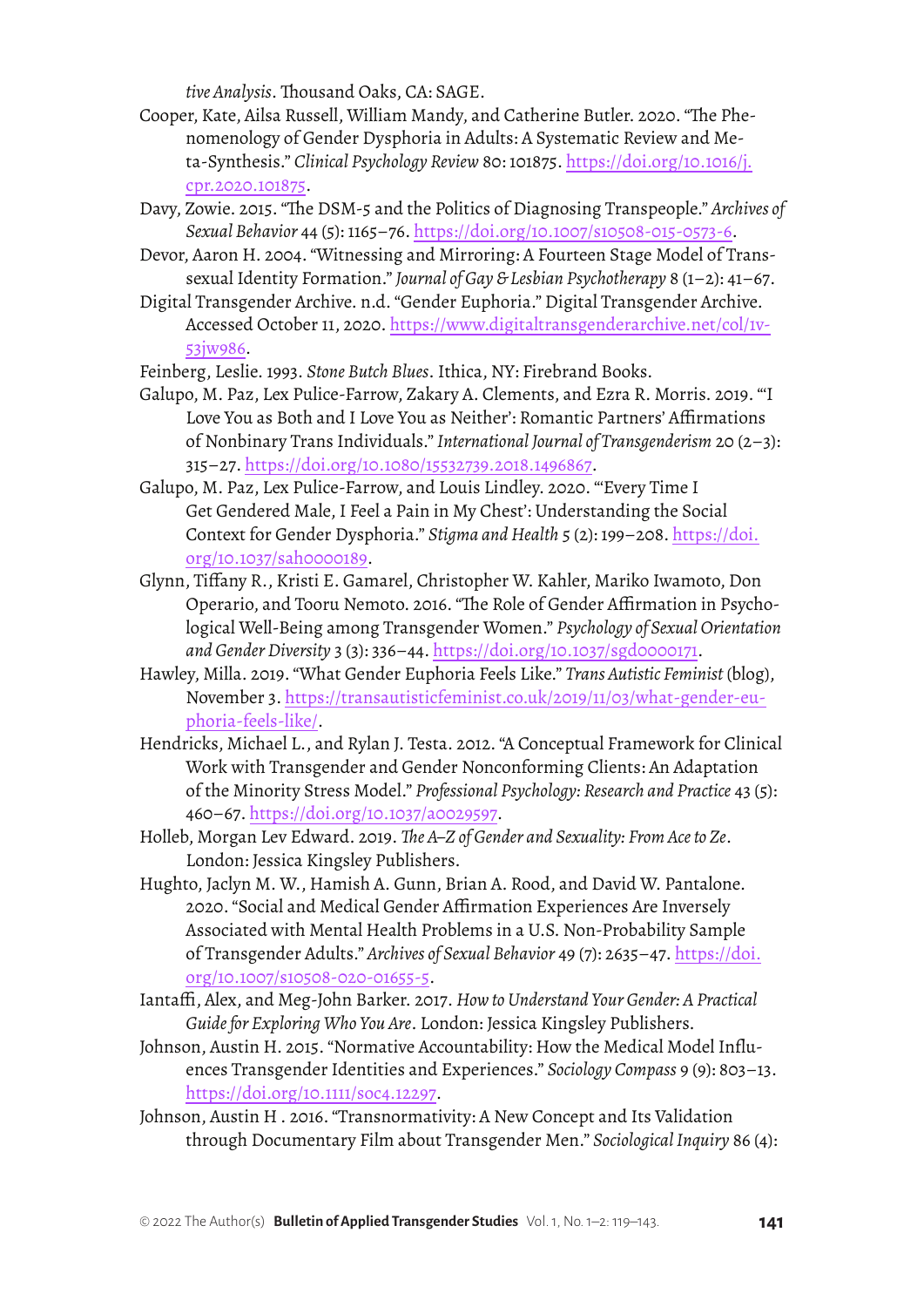*tive Analysis*. Thousand Oaks, CA: SAGE.

Cooper, Kate, Ailsa Russell, William Mandy, and Catherine Butler. 2020. "The Phenomenology of Gender Dysphoria in Adults: A Systematic Review and Meta-Synthesis." *Clinical Psychology Review* 80: 101875. https://doi.org/10.1016/j.cpr.2020.101875.

Davy, Zowie. 2015. "The DSM-5 and the Politics of Diagnosing Transpeople." *Archives of Sexual Behavior* 44 (5): 1165–76. https://doi.org/10.1007/s10508-015-0573-6.

Devor, Aaron H. 2004. "Witnessing and Mirroring: A Fourteen Stage Model of Transsexual Identity Formation." *Journal of Gay & Lesbian Psychotherapy* 8 (1–2): 41–67.

Digital Transgender Archive. n.d. "Gender Euphoria." Digital Transgender Archive. Accessed October 11, 2020. https://www.digitaltransgenderarchive.net/col/1v-53jw986.

Feinberg, Leslie. 1993. *Stone Butch Blues*. Ithica, NY: Firebrand Books.

Galupo, M. Paz, Lex Pulice-Farrow, Zakary A. Clements, and Ezra R. Morris. 2019. "'I Love You as Both and I Love You as Neither': Romantic Partners' Affirmations of Nonbinary Trans Individuals." *International Journal of Transgenderism* 20 (2–3): 315–27. https://doi.org/10.1080/15532739.2018.1496867.

Galupo, M. Paz, Lex Pulice-Farrow, and Louis Lindley. 2020. "'Every Time I Get Gendered Male, I Feel a Pain in My Chest': Understanding the Social Context for Gender Dysphoria." *Stigma and Health* 5 (2): 199–208. https://doi.org/10.1037/sah0000189.

Glynn, Tiffany R., Kristi E. Gamarel, Christopher W. Kahler, Mariko Iwamoto, Don Operario, and Tooru Nemoto. 2016. "The Role of Gender Affirmation in Psychological Well-Being among Transgender Women." *Psychology of Sexual Orientation and Gender Diversity* 3 (3): 336–44. https://doi.org/10.1037/sgd0000171.

Hawley, Milla. 2019. "What Gender Euphoria Feels Like." *Trans Autistic Feminist* (blog), November 3. https://transautisticfeminist.co.uk/2019/11/03/what-gender-euphoria-feels-like/.

Hendricks, Michael L., and Rylan J. Testa. 2012. "A Conceptual Framework for Clinical Work with Transgender and Gender Nonconforming Clients: An Adaptation of the Minority Stress Model." *Professional Psychology: Research and Practice* 43 (5): 460–67. https://doi.org/10.1037/a0029597.

Holleb, Morgan Lev Edward. 2019. *The A–Z of Gender and Sexuality: From Ace to Ze*. London: Jessica Kingsley Publishers.

Hughto, Jaclyn M. W., Hamish A. Gunn, Brian A. Rood, and David W. Pantalone. 2020. "Social and Medical Gender Affirmation Experiences Are Inversely Associated with Mental Health Problems in a U.S. Non-Probability Sample of Transgender Adults." *Archives of Sexual Behavior* 49 (7): 2635–47. https://doi.org/10.1007/s10508-020-01655-5.

Iantaffi, Alex, and Meg-John Barker. 2017. *How to Understand Your Gender: A Practical Guide for Exploring Who You Are*. London: Jessica Kingsley Publishers.

Johnson, Austin H. 2015. "Normative Accountability: How the Medical Model Influences Transgender Identities and Experiences." *Sociology Compass* 9 (9): 803–13. https://doi.org/10.1111/soc4.12297.

Johnson, Austin H . 2016. "Transnormativity: A New Concept and Its Validation through Documentary Film about Transgender Men." *Sociological Inquiry* 86 (4):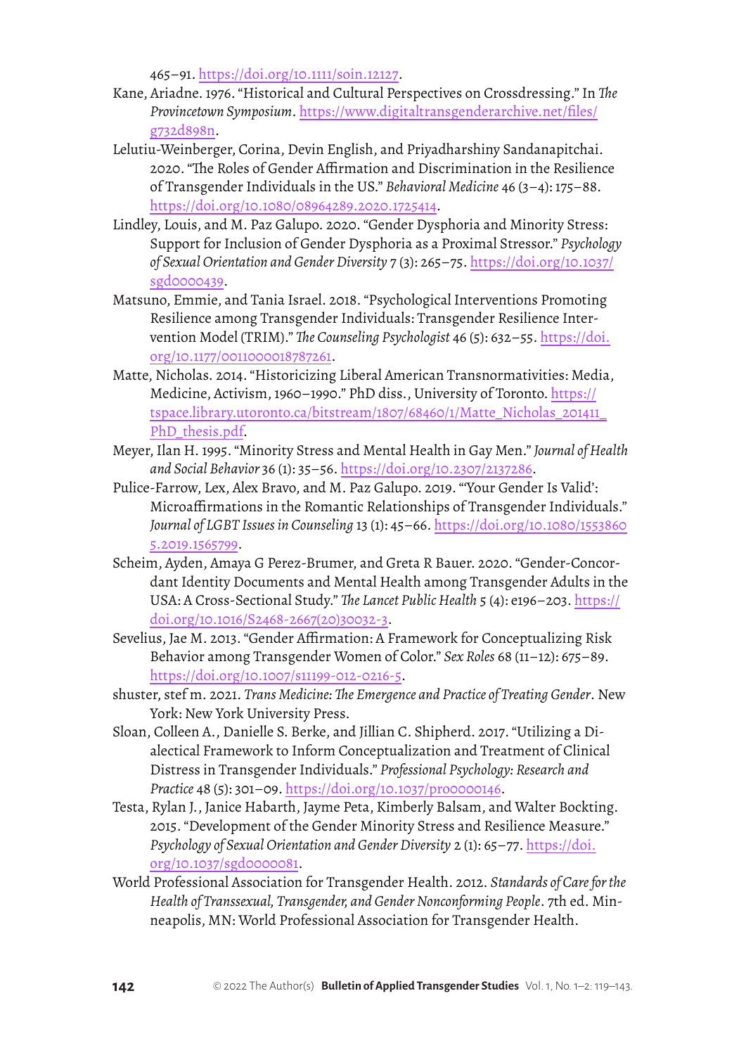465–91. https://doi.org/10.1111/soin.12127.

Kane, Ariadne. 1976. “Historical and Cultural Perspectives on Crossdressing.” In *The Provincetown Symposium*. https://www.digitaltransgenderarchive.net/files/g732d898n.

Lelutiu-Weinberger, Corina, Devin English, and Priyadharshiny Sandanapitchai. 2020. “The Roles of Gender Affirmation and Discrimination in the Resilience of Transgender Individuals in the US.” *Behavioral Medicine* 46 (3–4): 175–88. https://doi.org/10.1080/08964289.2020.1725414.

Lindley, Louis, and M. Paz Galupo. 2020. “Gender Dysphoria and Minority Stress: Support for Inclusion of Gender Dysphoria as a Proximal Stressor.” *Psychology of Sexual Orientation and Gender Diversity* 7 (3): 265–75. https://doi.org/10.1037/sgd0000439.

Matsuno, Emmie, and Tania Israel. 2018. “Psychological Interventions Promoting Resilience among Transgender Individuals: Transgender Resilience Intervention Model (TRIM).” *The Counseling Psychologist* 46 (5): 632–55. https://doi.org/10.1177/0011000018787261.

Matte, Nicholas. 2014. “Historicizing Liberal American Transnormativities: Media, Medicine, Activism, 1960–1990.” PhD diss., University of Toronto. https://tspace.library.utoronto.ca/bitstream/1807/68460/1/Matte_Nicholas_201411_PhD_thesis.pdf.

Meyer, Ilan H. 1995. “Minority Stress and Mental Health in Gay Men.” *Journal of Health and Social Behavior* 36 (1): 35–56. https://doi.org/10.2307/2137286.

Pulice-Farrow, Lex, Alex Bravo, and M. Paz Galupo. 2019. “‘Your Gender Is Valid’: Microaffirmations in the Romantic Relationships of Transgender Individuals.” *Journal of LGBT Issues in Counseling* 13 (1): 45–66. https://doi.org/10.1080/15538605.2019.1565799.

Scheim, Ayden, Amaya G Perez-Brumer, and Greta R Bauer. 2020. “Gender-Concordant Identity Documents and Mental Health among Transgender Adults in the USA: A Cross-Sectional Study.” *The Lancet Public Health* 5 (4): e196–203. https://doi.org/10.1016/S2468-2667(20)30032-3.

Sevelius, Jae M. 2013. “Gender Affirmation: A Framework for Conceptualizing Risk Behavior among Transgender Women of Color.” *Sex Roles* 68 (11–12): 675–89. https://doi.org/10.1007/s11199-012-0216-5.

shuster, stef m. 2021. *Trans Medicine: The Emergence and Practice of Treating Gender*. New York: New York University Press.

Sloan, Colleen A., Danielle S. Berke, and Jillian C. Shipherd. 2017. “Utilizing a Dialectical Framework to Inform Conceptualization and Treatment of Clinical Distress in Transgender Individuals.” *Professional Psychology: Research and Practice* 48 (5): 301–09. https://doi.org/10.1037/pro0000146.

Testa, Rylan J., Janice Habarth, Jayme Peta, Kimberly Balsam, and Walter Bockting. 2015. “Development of the Gender Minority Stress and Resilience Measure.” *Psychology of Sexual Orientation and Gender Diversity* 2 (1): 65–77. https://doi.org/10.1037/sgd0000081.

World Professional Association for Transgender Health. 2012. *Standards of Care for the Health of Transsexual, Transgender, and Gender Nonconforming People*. 7th ed. Minneapolis, MN: World Professional Association for Transgender Health.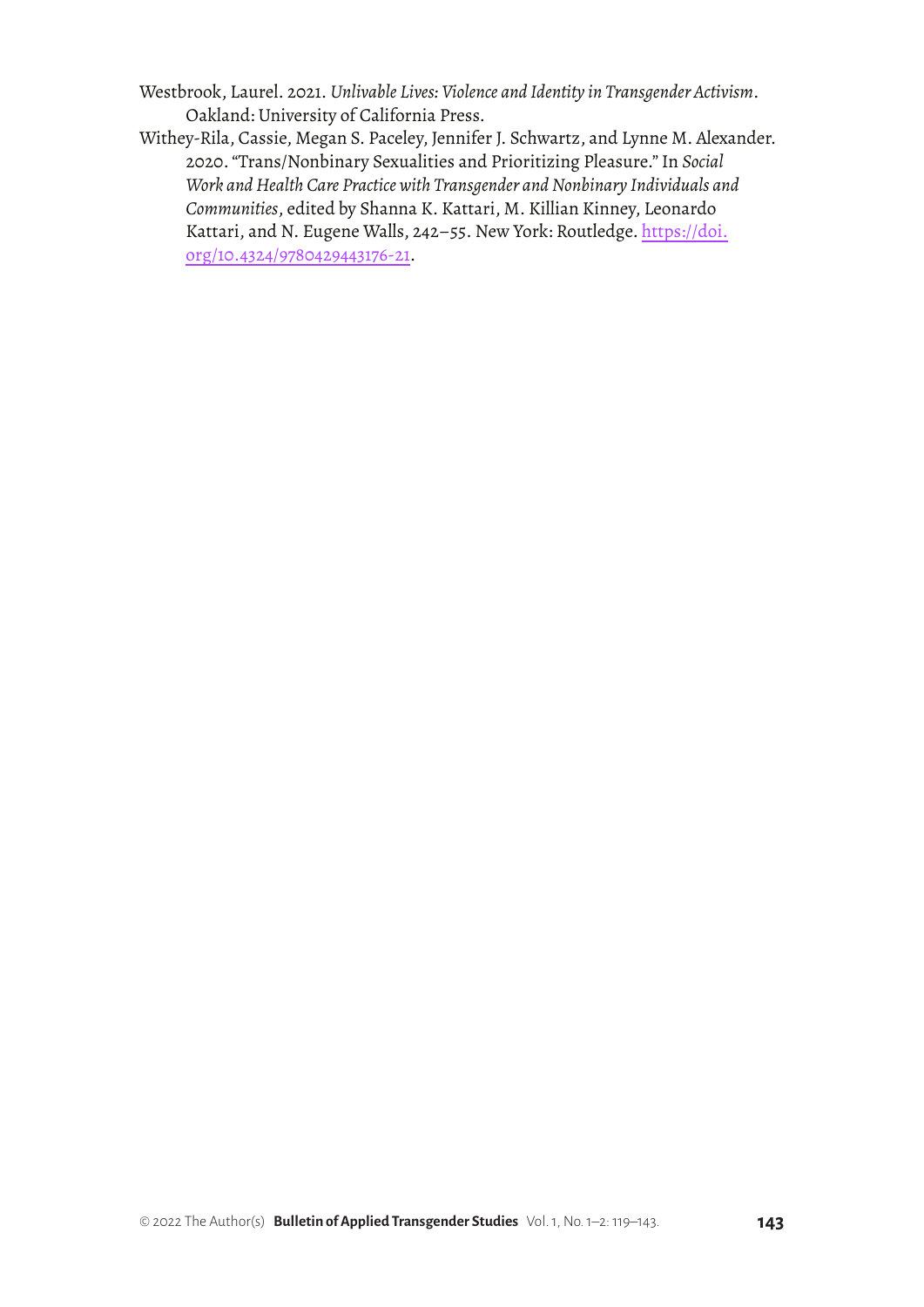Westbrook, Laurel. 2021. *Unlivable Lives: Violence and Identity in Transgender Activism*. Oakland: University of California Press.

Withey-Rila, Cassie, Megan S. Paceley, Jennifer J. Schwartz, and Lynne M. Alexander. 2020. "Trans/Nonbinary Sexualities and Prioritizing Pleasure." In *Social Work and Health Care Practice with Transgender and Nonbinary Individuals and Communities*, edited by Shanna K. Kattari, M. Killian Kinney, Leonardo Kattari, and N. Eugene Walls, 242–55. New York: Routledge. https://doi.org/10.4324/9780429443176-21.